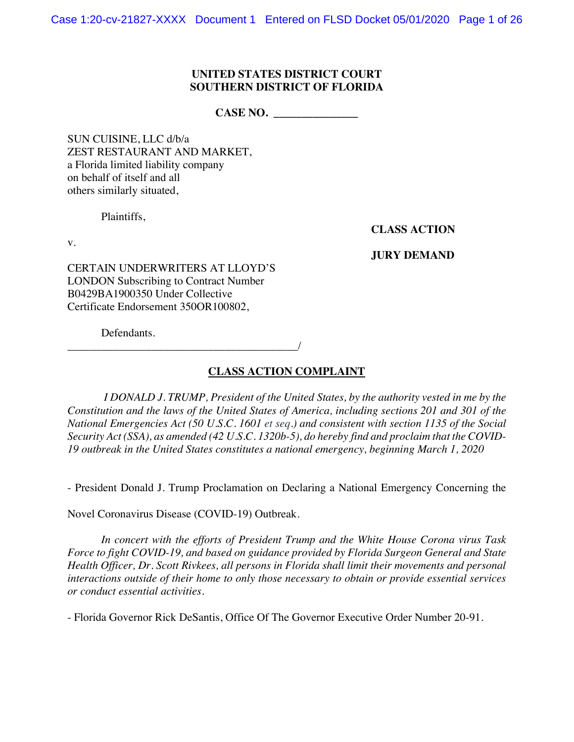**UNITED STATES DISTRICT COURT**
**SOUTHERN DISTRICT OF FLORIDA**

**CASE NO. ______________**

SUN CUISINE, LLC d/b/a
ZEST RESTAURANT AND MARKET,
a Florida limited liability company
on behalf of itself and all
others similarly situated,

Plaintiffs,

**CLASS ACTION**

v.

**JURY DEMAND**

CERTAIN UNDERWRITERS AT LLOYD'S
LONDON Subscribing to Contract Number
B0429BA1900350 Under Collective
Certificate Endorsement 350OR100802,

Defendants.
_________________________________________/

## CLASS ACTION COMPLAINT

*I DONALD J. TRUMP, President of the United States, by the authority vested in me by the Constitution and the laws of the United States of America, including sections 201 and 301 of the National Emergencies Act (50 U.S.C. 1601 et seq.) and consistent with section 1135 of the Social Security Act (SSA), as amended (42 U.S.C. 1320b-5), do hereby find and proclaim that the COVID-19 outbreak in the United States constitutes a national emergency, beginning March 1, 2020*

- President Donald J. Trump Proclamation on Declaring a National Emergency Concerning the Novel Coronavirus Disease (COVID-19) Outbreak.

*In concert with the efforts of President Trump and the White House Corona virus Task Force to fight COVID-19, and based on guidance provided by Florida Surgeon General and State Health Officer, Dr. Scott Rivkees, all persons in Florida shall limit their movements and personal interactions outside of their home to only those necessary to obtain or provide essential services or conduct essential activities.*

- Florida Governor Rick DeSantis, Office Of The Governor Executive Order Number 20-91.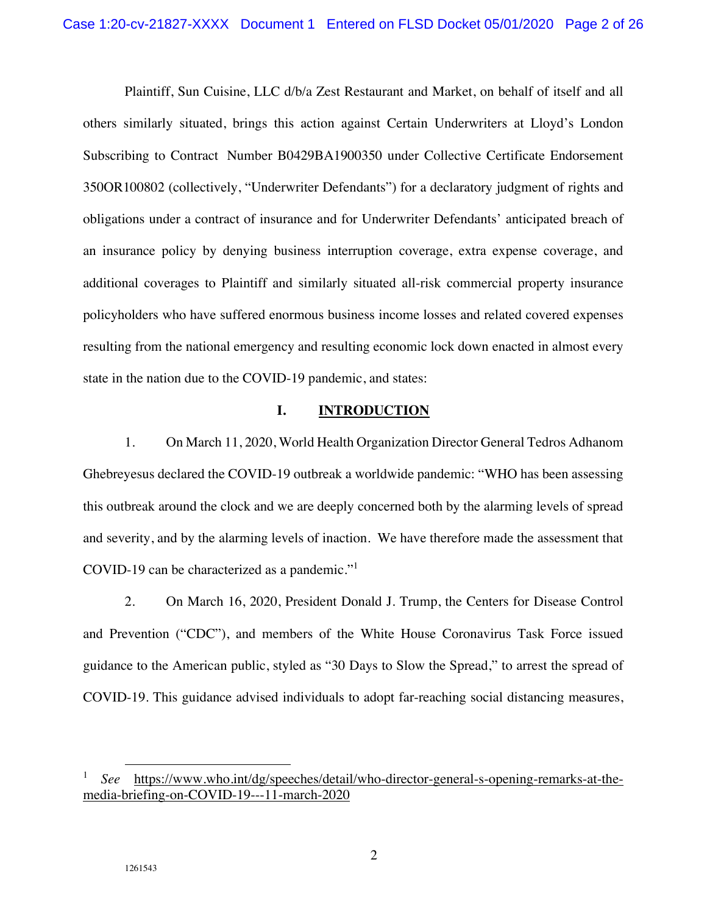Plaintiff, Sun Cuisine, LLC d/b/a Zest Restaurant and Market, on behalf of itself and all others similarly situated, brings this action against Certain Underwriters at Lloyd's London Subscribing to Contract Number B0429BA1900350 under Collective Certificate Endorsement 350OR100802 (collectively, "Underwriter Defendants") for a declaratory judgment of rights and obligations under a contract of insurance and for Underwriter Defendants' anticipated breach of an insurance policy by denying business interruption coverage, extra expense coverage, and additional coverages to Plaintiff and similarly situated all-risk commercial property insurance policyholders who have suffered enormous business income losses and related covered expenses resulting from the national emergency and resulting economic lock down enacted in almost every state in the nation due to the COVID-19 pandemic, and states:

## I. INTRODUCTION

1. On March 11, 2020, World Health Organization Director General Tedros Adhanom Ghebreyesus declared the COVID-19 outbreak a worldwide pandemic: "WHO has been assessing this outbreak around the clock and we are deeply concerned both by the alarming levels of spread and severity, and by the alarming levels of inaction. We have therefore made the assessment that COVID-19 can be characterized as a pandemic."[1]

2. On March 16, 2020, President Donald J. Trump, the Centers for Disease Control and Prevention ("CDC"), and members of the White House Coronavirus Task Force issued guidance to the American public, styled as "30 Days to Slow the Spread," to arrest the spread of COVID-19. This guidance advised individuals to adopt far-reaching social distancing measures,

---

[1] *See* https://www.who.int/dg/speeches/detail/who-director-general-s-opening-remarks-at-the-media-briefing-on-COVID-19---11-march-2020

1261543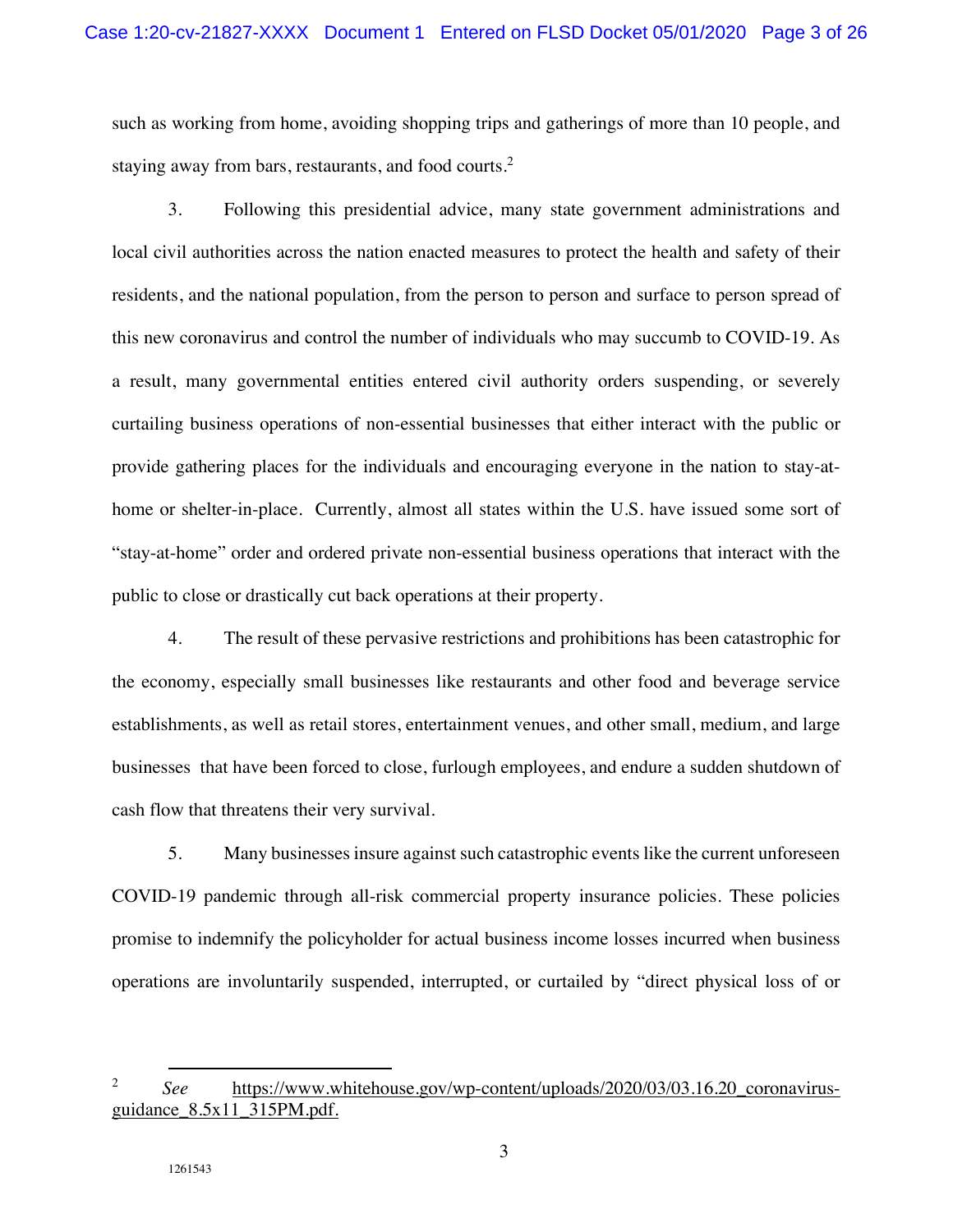such as working from home, avoiding shopping trips and gatherings of more than 10 people, and staying away from bars, restaurants, and food courts.[2]

3. Following this presidential advice, many state government administrations and local civil authorities across the nation enacted measures to protect the health and safety of their residents, and the national population, from the person to person and surface to person spread of this new coronavirus and control the number of individuals who may succumb to COVID-19. As a result, many governmental entities entered civil authority orders suspending, or severely curtailing business operations of non-essential businesses that either interact with the public or provide gathering places for the individuals and encouraging everyone in the nation to stay-at-home or shelter-in-place. Currently, almost all states within the U.S. have issued some sort of "stay-at-home" order and ordered private non-essential business operations that interact with the public to close or drastically cut back operations at their property.

4. The result of these pervasive restrictions and prohibitions has been catastrophic for the economy, especially small businesses like restaurants and other food and beverage service establishments, as well as retail stores, entertainment venues, and other small, medium, and large businesses that have been forced to close, furlough employees, and endure a sudden shutdown of cash flow that threatens their very survival.

5. Many businesses insure against such catastrophic events like the current unforeseen COVID-19 pandemic through all-risk commercial property insurance policies. These policies promise to indemnify the policyholder for actual business income losses incurred when business operations are involuntarily suspended, interrupted, or curtailed by "direct physical loss of or

---

[2] *See* https://www.whitehouse.gov/wp-content/uploads/2020/03/03.16.20_coronavirus-guidance_8.5x11_315PM.pdf.

1261543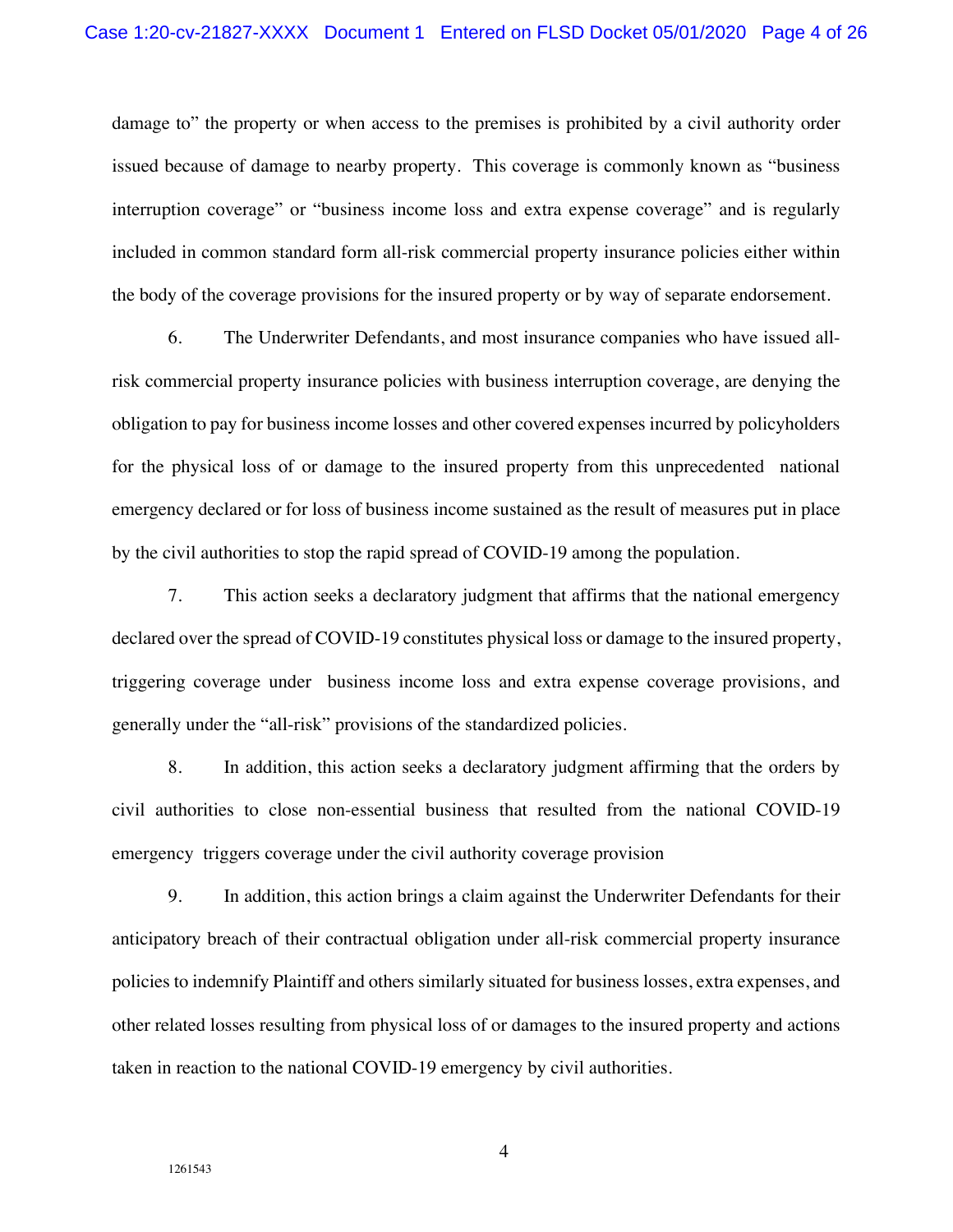damage to" the property or when access to the premises is prohibited by a civil authority order issued because of damage to nearby property. This coverage is commonly known as "business interruption coverage" or "business income loss and extra expense coverage" and is regularly included in common standard form all-risk commercial property insurance policies either within the body of the coverage provisions for the insured property or by way of separate endorsement.

6. The Underwriter Defendants, and most insurance companies who have issued all-risk commercial property insurance policies with business interruption coverage, are denying the obligation to pay for business income losses and other covered expenses incurred by policyholders for the physical loss of or damage to the insured property from this unprecedented national emergency declared or for loss of business income sustained as the result of measures put in place by the civil authorities to stop the rapid spread of COVID-19 among the population.

7. This action seeks a declaratory judgment that affirms that the national emergency declared over the spread of COVID-19 constitutes physical loss or damage to the insured property, triggering coverage under business income loss and extra expense coverage provisions, and generally under the "all-risk" provisions of the standardized policies.

8. In addition, this action seeks a declaratory judgment affirming that the orders by civil authorities to close non-essential business that resulted from the national COVID-19 emergency triggers coverage under the civil authority coverage provision

9. In addition, this action brings a claim against the Underwriter Defendants for their anticipatory breach of their contractual obligation under all-risk commercial property insurance policies to indemnify Plaintiff and others similarly situated for business losses, extra expenses, and other related losses resulting from physical loss of or damages to the insured property and actions taken in reaction to the national COVID-19 emergency by civil authorities.

1261543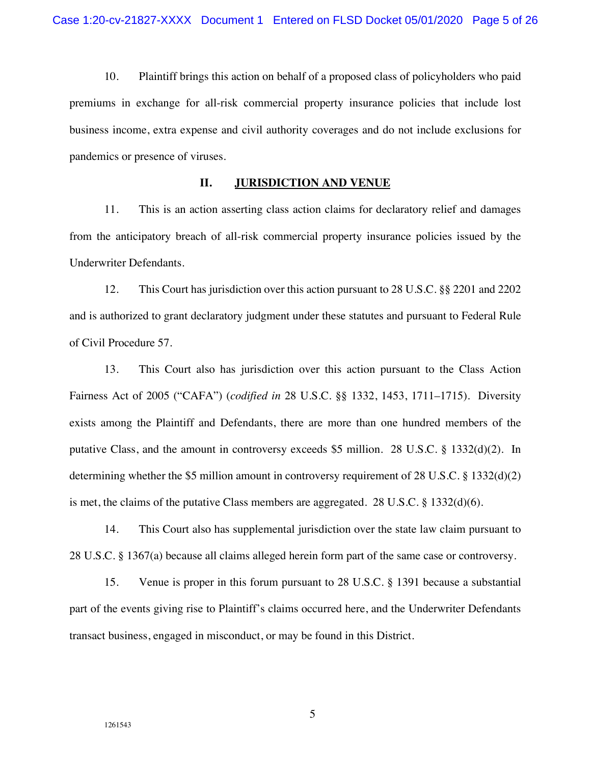10. Plaintiff brings this action on behalf of a proposed class of policyholders who paid premiums in exchange for all-risk commercial property insurance policies that include lost business income, extra expense and civil authority coverages and do not include exclusions for pandemics or presence of viruses.

## II. JURISDICTION AND VENUE

11. This is an action asserting class action claims for declaratory relief and damages from the anticipatory breach of all-risk commercial property insurance policies issued by the Underwriter Defendants.

12. This Court has jurisdiction over this action pursuant to 28 U.S.C. §§ 2201 and 2202 and is authorized to grant declaratory judgment under these statutes and pursuant to Federal Rule of Civil Procedure 57.

13. This Court also has jurisdiction over this action pursuant to the Class Action Fairness Act of 2005 ("CAFA") (*codified in* 28 U.S.C. §§ 1332, 1453, 1711–1715). Diversity exists among the Plaintiff and Defendants, there are more than one hundred members of the putative Class, and the amount in controversy exceeds $5 million. 28 U.S.C. § 1332(d)(2). In determining whether the $5 million amount in controversy requirement of 28 U.S.C. § 1332(d)(2) is met, the claims of the putative Class members are aggregated. 28 U.S.C. § 1332(d)(6).

14. This Court also has supplemental jurisdiction over the state law claim pursuant to 28 U.S.C. § 1367(a) because all claims alleged herein form part of the same case or controversy.

15. Venue is proper in this forum pursuant to 28 U.S.C. § 1391 because a substantial part of the events giving rise to Plaintiff's claims occurred here, and the Underwriter Defendants transact business, engaged in misconduct, or may be found in this District.

1261543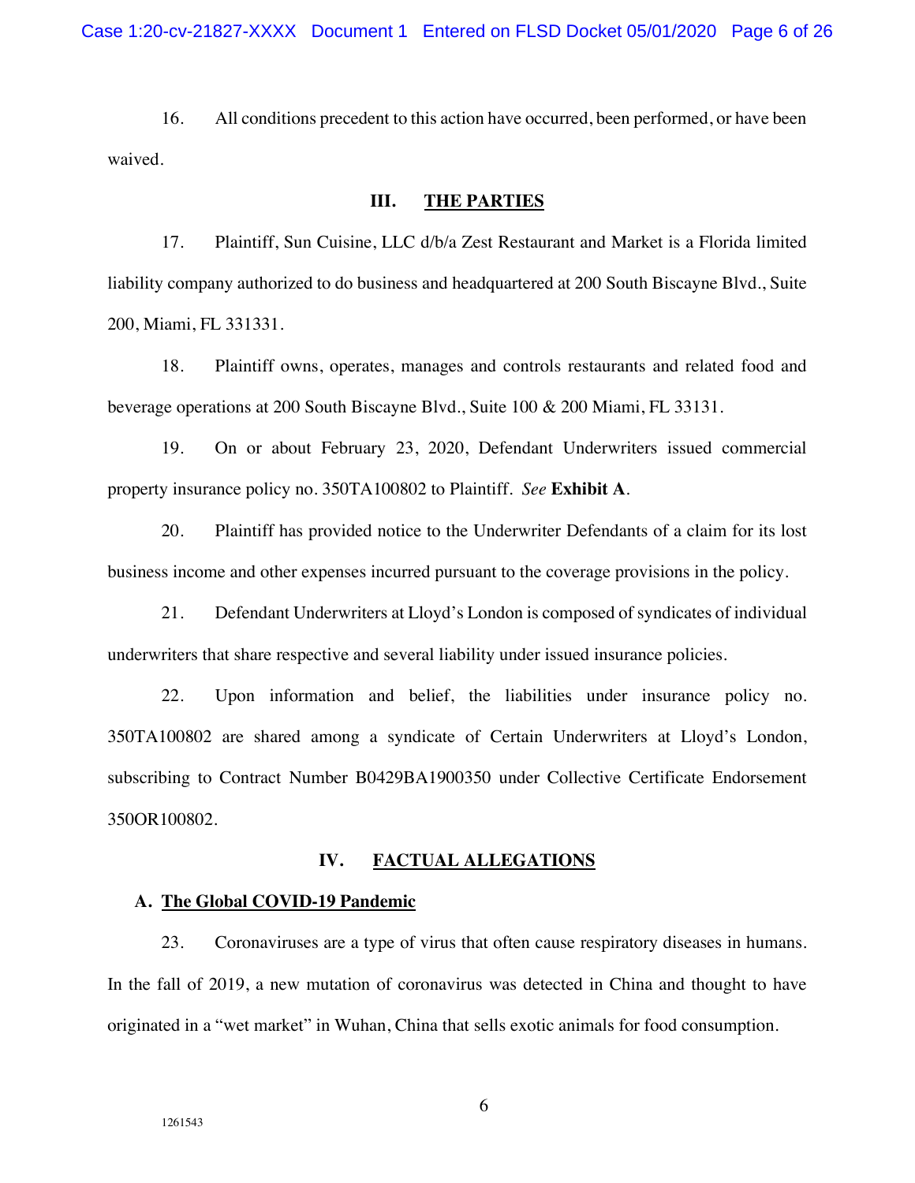16. All conditions precedent to this action have occurred, been performed, or have been waived.

## III. THE PARTIES

17. Plaintiff, Sun Cuisine, LLC d/b/a Zest Restaurant and Market is a Florida limited liability company authorized to do business and headquartered at 200 South Biscayne Blvd., Suite 200, Miami, FL 331331.

18. Plaintiff owns, operates, manages and controls restaurants and related food and beverage operations at 200 South Biscayne Blvd., Suite 100 & 200 Miami, FL 33131.

19. On or about February 23, 2020, Defendant Underwriters issued commercial property insurance policy no. 350TA100802 to Plaintiff. *See* **Exhibit A**.

20. Plaintiff has provided notice to the Underwriter Defendants of a claim for its lost business income and other expenses incurred pursuant to the coverage provisions in the policy.

21. Defendant Underwriters at Lloyd's London is composed of syndicates of individual underwriters that share respective and several liability under issued insurance policies.

22. Upon information and belief, the liabilities under insurance policy no. 350TA100802 are shared among a syndicate of Certain Underwriters at Lloyd's London, subscribing to Contract Number B0429BA1900350 under Collective Certificate Endorsement 350OR100802.

## IV. FACTUAL ALLEGATIONS

### A. The Global COVID-19 Pandemic

23. Coronaviruses are a type of virus that often cause respiratory diseases in humans. In the fall of 2019, a new mutation of coronavirus was detected in China and thought to have originated in a "wet market" in Wuhan, China that sells exotic animals for food consumption.

1261543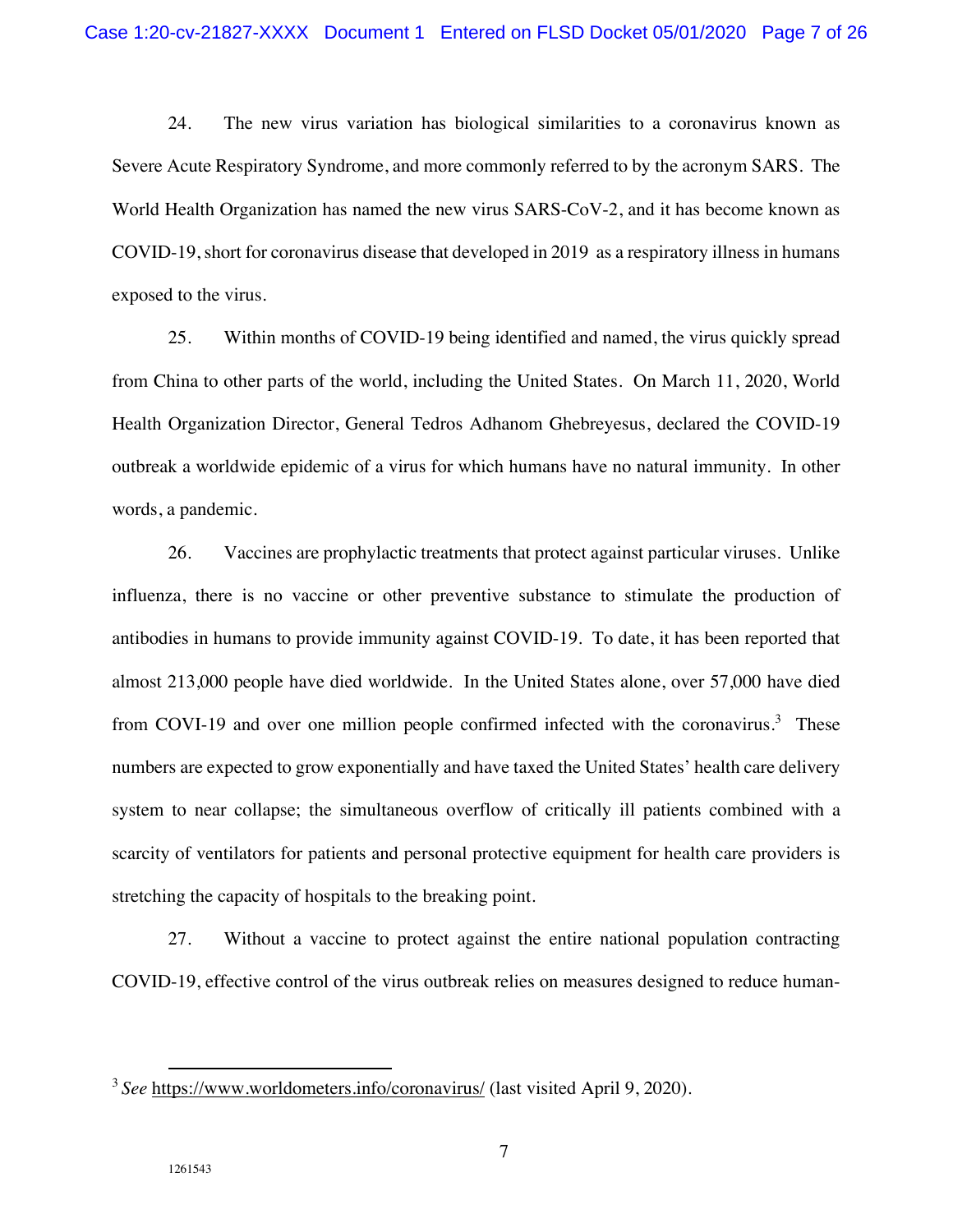24. The new virus variation has biological similarities to a coronavirus known as Severe Acute Respiratory Syndrome, and more commonly referred to by the acronym SARS. The World Health Organization has named the new virus SARS-CoV-2, and it has become known as COVID-19, short for coronavirus disease that developed in 2019 as a respiratory illness in humans exposed to the virus.

25. Within months of COVID-19 being identified and named, the virus quickly spread from China to other parts of the world, including the United States. On March 11, 2020, World Health Organization Director, General Tedros Adhanom Ghebreyesus, declared the COVID-19 outbreak a worldwide epidemic of a virus for which humans have no natural immunity. In other words, a pandemic.

26. Vaccines are prophylactic treatments that protect against particular viruses. Unlike influenza, there is no vaccine or other preventive substance to stimulate the production of antibodies in humans to provide immunity against COVID-19. To date, it has been reported that almost 213,000 people have died worldwide. In the United States alone, over 57,000 have died from COVI-19 and over one million people confirmed infected with the coronavirus.[3] These numbers are expected to grow exponentially and have taxed the United States' health care delivery system to near collapse; the simultaneous overflow of critically ill patients combined with a scarcity of ventilators for patients and personal protective equipment for health care providers is stretching the capacity of hospitals to the breaking point.

27. Without a vaccine to protect against the entire national population contracting COVID-19, effective control of the virus outbreak relies on measures designed to reduce human-

[3] *See* https://www.worldometers.info/coronavirus/ (last visited April 9, 2020).

1261543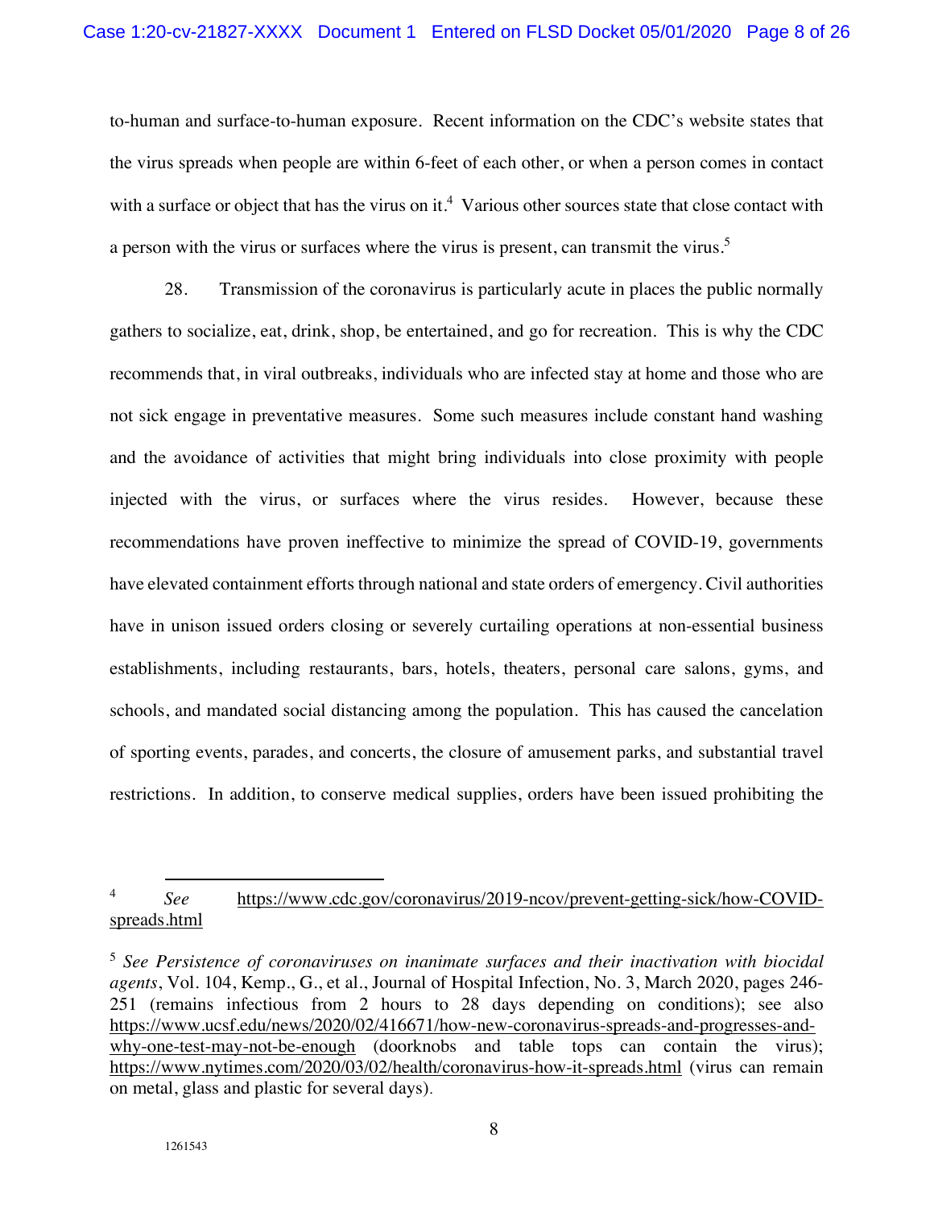to-human and surface-to-human exposure. Recent information on the CDC's website states that the virus spreads when people are within 6-feet of each other, or when a person comes in contact with a surface or object that has the virus on it.[4] Various other sources state that close contact with a person with the virus or surfaces where the virus is present, can transmit the virus.[5]

28. Transmission of the coronavirus is particularly acute in places the public normally gathers to socialize, eat, drink, shop, be entertained, and go for recreation. This is why the CDC recommends that, in viral outbreaks, individuals who are infected stay at home and those who are not sick engage in preventative measures. Some such measures include constant hand washing and the avoidance of activities that might bring individuals into close proximity with people injected with the virus, or surfaces where the virus resides. However, because these recommendations have proven ineffective to minimize the spread of COVID-19, governments have elevated containment efforts through national and state orders of emergency. Civil authorities have in unison issued orders closing or severely curtailing operations at non-essential business establishments, including restaurants, bars, hotels, theaters, personal care salons, gyms, and schools, and mandated social distancing among the population. This has caused the cancelation of sporting events, parades, and concerts, the closure of amusement parks, and substantial travel restrictions. In addition, to conserve medical supplies, orders have been issued prohibiting the

---

[4] *See* https://www.cdc.gov/coronavirus/2019-ncov/prevent-getting-sick/how-COVID-spreads.html

[5] *See Persistence of coronaviruses on inanimate surfaces and their inactivation with biocidal agents*, Vol. 104, Kemp., G., et al., Journal of Hospital Infection, No. 3, March 2020, pages 246-251 (remains infectious from 2 hours to 28 days depending on conditions); see also https://www.ucsf.edu/news/2020/02/416671/how-new-coronavirus-spreads-and-progresses-and-why-one-test-may-not-be-enough (doorknobs and table tops can contain the virus); https://www.nytimes.com/2020/03/02/health/coronavirus-how-it-spreads.html (virus can remain on metal, glass and plastic for several days).

1261543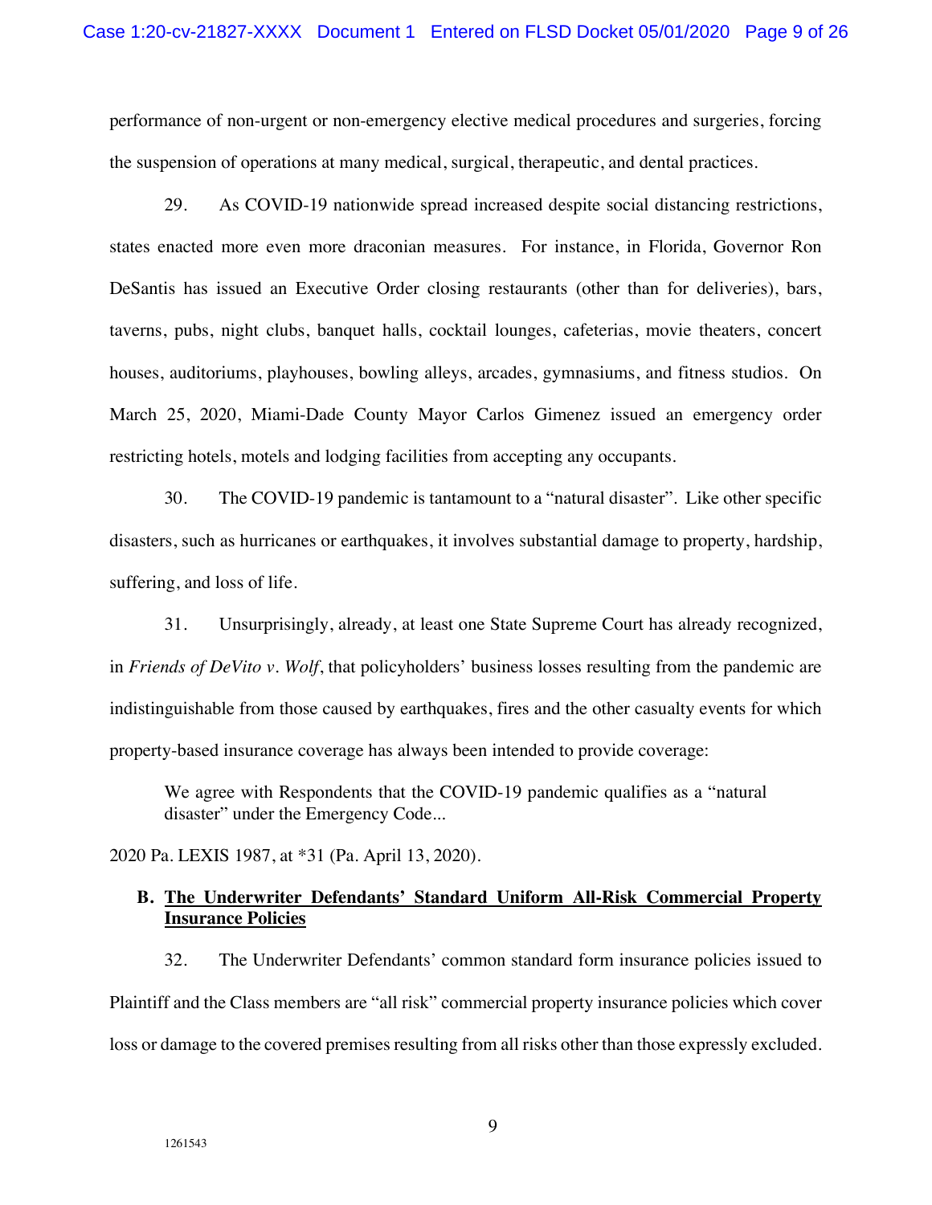performance of non-urgent or non-emergency elective medical procedures and surgeries, forcing the suspension of operations at many medical, surgical, therapeutic, and dental practices.

29. As COVID-19 nationwide spread increased despite social distancing restrictions, states enacted more even more draconian measures. For instance, in Florida, Governor Ron DeSantis has issued an Executive Order closing restaurants (other than for deliveries), bars, taverns, pubs, night clubs, banquet halls, cocktail lounges, cafeterias, movie theaters, concert houses, auditoriums, playhouses, bowling alleys, arcades, gymnasiums, and fitness studios. On March 25, 2020, Miami-Dade County Mayor Carlos Gimenez issued an emergency order restricting hotels, motels and lodging facilities from accepting any occupants.

30. The COVID-19 pandemic is tantamount to a "natural disaster". Like other specific disasters, such as hurricanes or earthquakes, it involves substantial damage to property, hardship, suffering, and loss of life.

31. Unsurprisingly, already, at least one State Supreme Court has already recognized, in *Friends of DeVito v. Wolf*, that policyholders' business losses resulting from the pandemic are indistinguishable from those caused by earthquakes, fires and the other casualty events for which property-based insurance coverage has always been intended to provide coverage:

> We agree with Respondents that the COVID-19 pandemic qualifies as a "natural disaster" under the Emergency Code...

2020 Pa. LEXIS 1987, at *31 (Pa. April 13, 2020).

**B. <u>The Underwriter Defendants' Standard Uniform All-Risk Commercial Property Insurance Policies</u>**

32. The Underwriter Defendants' common standard form insurance policies issued to Plaintiff and the Class members are "all risk" commercial property insurance policies which cover loss or damage to the covered premises resulting from all risks other than those expressly excluded.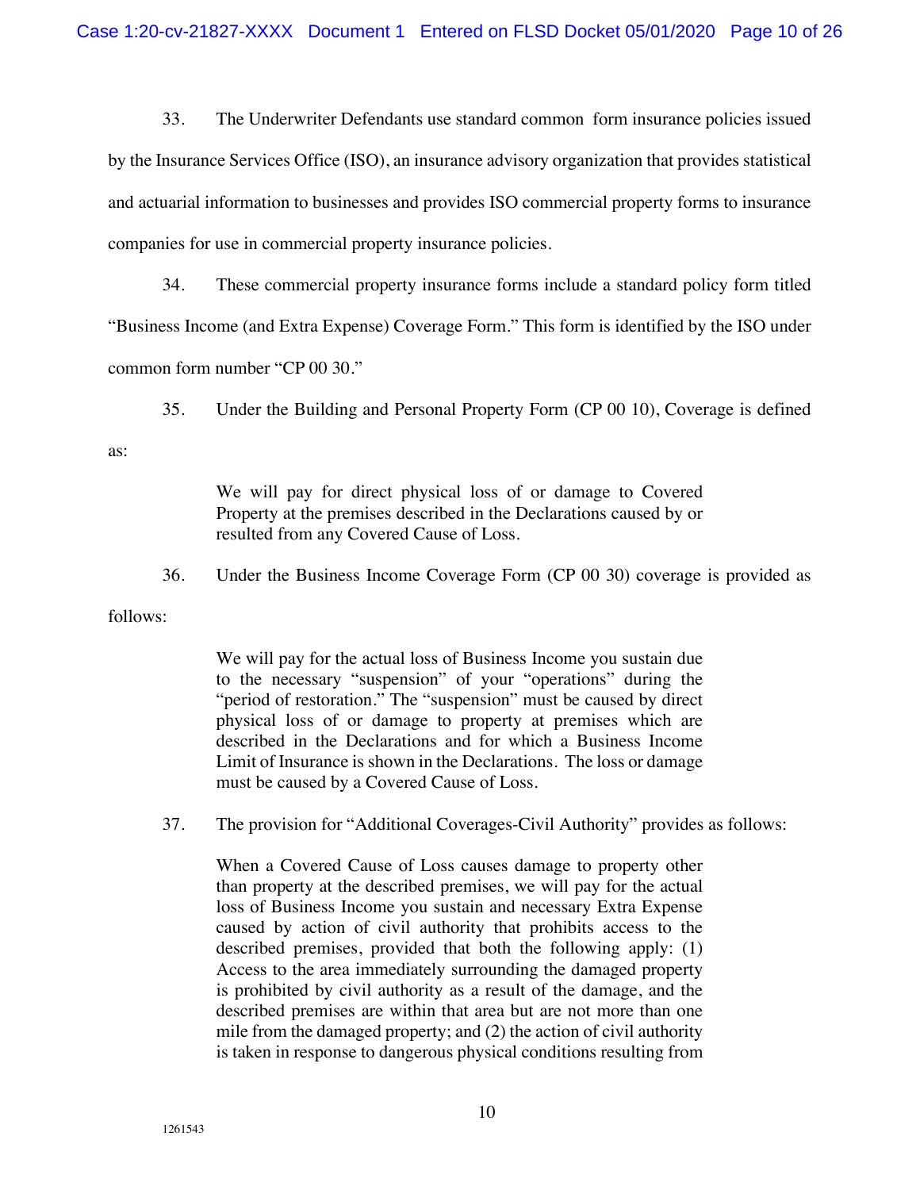33. The Underwriter Defendants use standard common form insurance policies issued by the Insurance Services Office (ISO), an insurance advisory organization that provides statistical and actuarial information to businesses and provides ISO commercial property forms to insurance companies for use in commercial property insurance policies.

34. These commercial property insurance forms include a standard policy form titled "Business Income (and Extra Expense) Coverage Form." This form is identified by the ISO under common form number "CP 00 30."

35. Under the Building and Personal Property Form (CP 00 10), Coverage is defined as:

> We will pay for direct physical loss of or damage to Covered Property at the premises described in the Declarations caused by or resulted from any Covered Cause of Loss.

36. Under the Business Income Coverage Form (CP 00 30) coverage is provided as follows:

> We will pay for the actual loss of Business Income you sustain due to the necessary "suspension" of your "operations" during the "period of restoration." The "suspension" must be caused by direct physical loss of or damage to property at premises which are described in the Declarations and for which a Business Income Limit of Insurance is shown in the Declarations. The loss or damage must be caused by a Covered Cause of Loss.

37. The provision for "Additional Coverages-Civil Authority" provides as follows:

> When a Covered Cause of Loss causes damage to property other than property at the described premises, we will pay for the actual loss of Business Income you sustain and necessary Extra Expense caused by action of civil authority that prohibits access to the described premises, provided that both the following apply: (1) Access to the area immediately surrounding the damaged property is prohibited by civil authority as a result of the damage, and the described premises are within that area but are not more than one mile from the damaged property; and (2) the action of civil authority is taken in response to dangerous physical conditions resulting from

1261543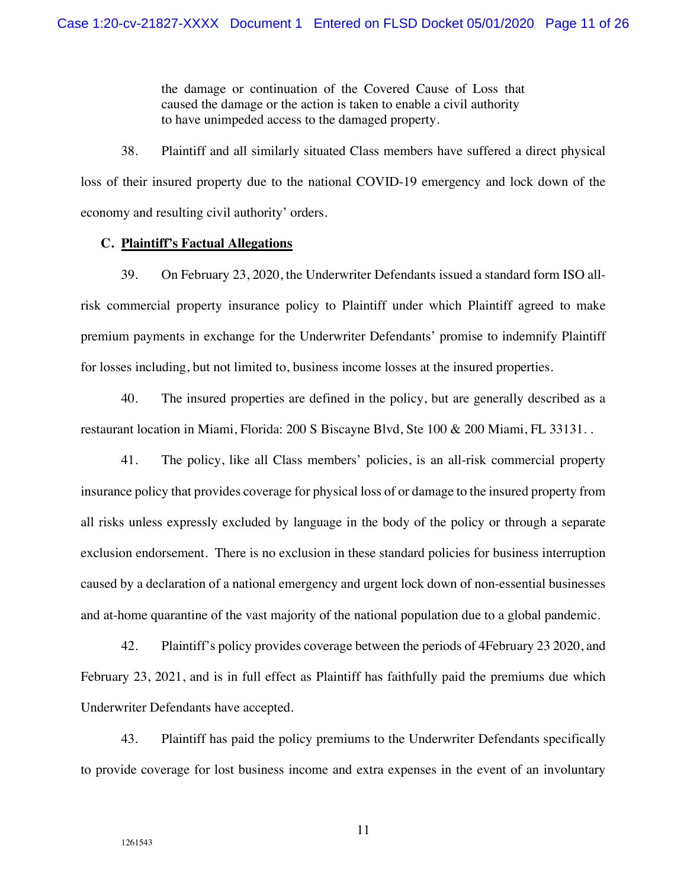> the damage or continuation of the Covered Cause of Loss that caused the damage or the action is taken to enable a civil authority to have unimpeded access to the damaged property.

38. Plaintiff and all similarly situated Class members have suffered a direct physical loss of their insured property due to the national COVID-19 emergency and lock down of the economy and resulting civil authority' orders.

### C. Plaintiff's Factual Allegations

39. On February 23, 2020, the Underwriter Defendants issued a standard form ISO all-risk commercial property insurance policy to Plaintiff under which Plaintiff agreed to make premium payments in exchange for the Underwriter Defendants' promise to indemnify Plaintiff for losses including, but not limited to, business income losses at the insured properties.

40. The insured properties are defined in the policy, but are generally described as a restaurant location in Miami, Florida: 200 S Biscayne Blvd, Ste 100 & 200 Miami, FL 33131. .

41. The policy, like all Class members' policies, is an all-risk commercial property insurance policy that provides coverage for physical loss of or damage to the insured property from all risks unless expressly excluded by language in the body of the policy or through a separate exclusion endorsement. There is no exclusion in these standard policies for business interruption caused by a declaration of a national emergency and urgent lock down of non-essential businesses and at-home quarantine of the vast majority of the national population due to a global pandemic.

42. Plaintiff's policy provides coverage between the periods of 4February 23 2020, and February 23, 2021, and is in full effect as Plaintiff has faithfully paid the premiums due which Underwriter Defendants have accepted.

43. Plaintiff has paid the policy premiums to the Underwriter Defendants specifically to provide coverage for lost business income and extra expenses in the event of an involuntary

1261543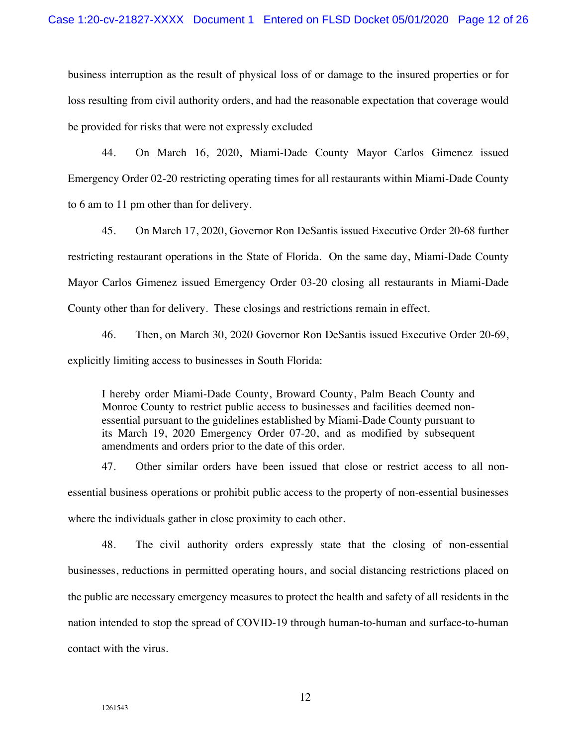business interruption as the result of physical loss of or damage to the insured properties or for loss resulting from civil authority orders, and had the reasonable expectation that coverage would be provided for risks that were not expressly excluded

44. On March 16, 2020, Miami-Dade County Mayor Carlos Gimenez issued Emergency Order 02-20 restricting operating times for all restaurants within Miami-Dade County to 6 am to 11 pm other than for delivery.

45. On March 17, 2020, Governor Ron DeSantis issued Executive Order 20-68 further restricting restaurant operations in the State of Florida. On the same day, Miami-Dade County Mayor Carlos Gimenez issued Emergency Order 03-20 closing all restaurants in Miami-Dade County other than for delivery. These closings and restrictions remain in effect.

46. Then, on March 30, 2020 Governor Ron DeSantis issued Executive Order 20-69, explicitly limiting access to businesses in South Florida:

> I hereby order Miami-Dade County, Broward County, Palm Beach County and Monroe County to restrict public access to businesses and facilities deemed non-essential pursuant to the guidelines established by Miami-Dade County pursuant to its March 19, 2020 Emergency Order 07-20, and as modified by subsequent amendments and orders prior to the date of this order.

47. Other similar orders have been issued that close or restrict access to all non-essential business operations or prohibit public access to the property of non-essential businesses where the individuals gather in close proximity to each other.

48. The civil authority orders expressly state that the closing of non-essential businesses, reductions in permitted operating hours, and social distancing restrictions placed on the public are necessary emergency measures to protect the health and safety of all residents in the nation intended to stop the spread of COVID-19 through human-to-human and surface-to-human contact with the virus.

1261543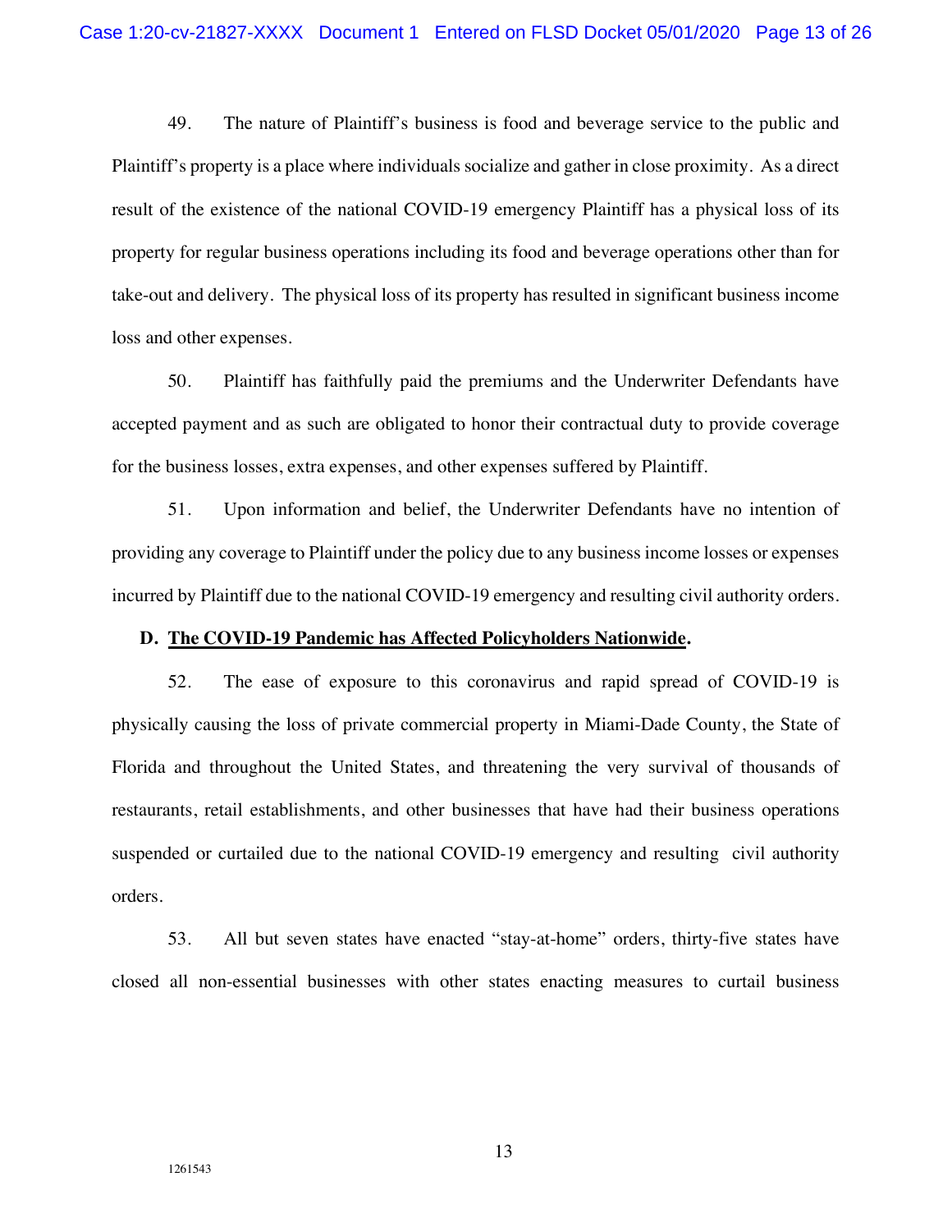49. The nature of Plaintiff's business is food and beverage service to the public and Plaintiff's property is a place where individuals socialize and gather in close proximity. As a direct result of the existence of the national COVID-19 emergency Plaintiff has a physical loss of its property for regular business operations including its food and beverage operations other than for take-out and delivery. The physical loss of its property has resulted in significant business income loss and other expenses.

50. Plaintiff has faithfully paid the premiums and the Underwriter Defendants have accepted payment and as such are obligated to honor their contractual duty to provide coverage for the business losses, extra expenses, and other expenses suffered by Plaintiff.

51. Upon information and belief, the Underwriter Defendants have no intention of providing any coverage to Plaintiff under the policy due to any business income losses or expenses incurred by Plaintiff due to the national COVID-19 emergency and resulting civil authority orders.

**D. The COVID-19 Pandemic has Affected Policyholders Nationwide.**

52. The ease of exposure to this coronavirus and rapid spread of COVID-19 is physically causing the loss of private commercial property in Miami-Dade County, the State of Florida and throughout the United States, and threatening the very survival of thousands of restaurants, retail establishments, and other businesses that have had their business operations suspended or curtailed due to the national COVID-19 emergency and resulting civil authority orders.

53. All but seven states have enacted "stay-at-home" orders, thirty-five states have closed all non-essential businesses with other states enacting measures to curtail business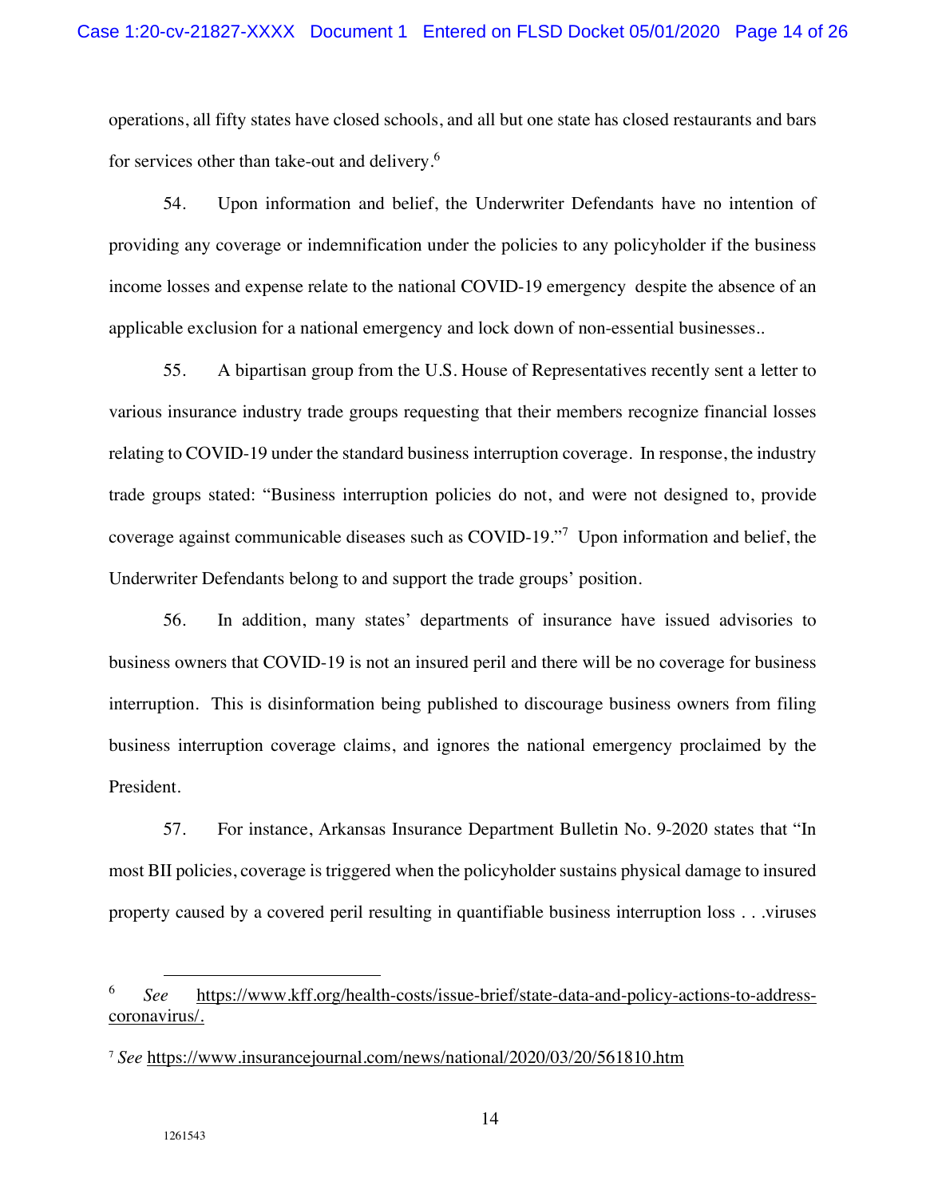operations, all fifty states have closed schools, and all but one state has closed restaurants and bars for services other than take-out and delivery.[6]

54. Upon information and belief, the Underwriter Defendants have no intention of providing any coverage or indemnification under the policies to any policyholder if the business income losses and expense relate to the national COVID-19 emergency despite the absence of an applicable exclusion for a national emergency and lock down of non-essential businesses..

55. A bipartisan group from the U.S. House of Representatives recently sent a letter to various insurance industry trade groups requesting that their members recognize financial losses relating to COVID-19 under the standard business interruption coverage. In response, the industry trade groups stated: "Business interruption policies do not, and were not designed to, provide coverage against communicable diseases such as COVID-19."[7] Upon information and belief, the Underwriter Defendants belong to and support the trade groups' position.

56. In addition, many states' departments of insurance have issued advisories to business owners that COVID-19 is not an insured peril and there will be no coverage for business interruption. This is disinformation being published to discourage business owners from filing business interruption coverage claims, and ignores the national emergency proclaimed by the President.

57. For instance, Arkansas Insurance Department Bulletin No. 9-2020 states that "In most BII policies, coverage is triggered when the policyholder sustains physical damage to insured property caused by a covered peril resulting in quantifiable business interruption loss . . .viruses

---

[6] *See* https://www.kff.org/health-costs/issue-brief/state-data-and-policy-actions-to-address-coronavirus/.

[7] *See* https://www.insurancejournal.com/news/national/2020/03/20/561810.htm

1261543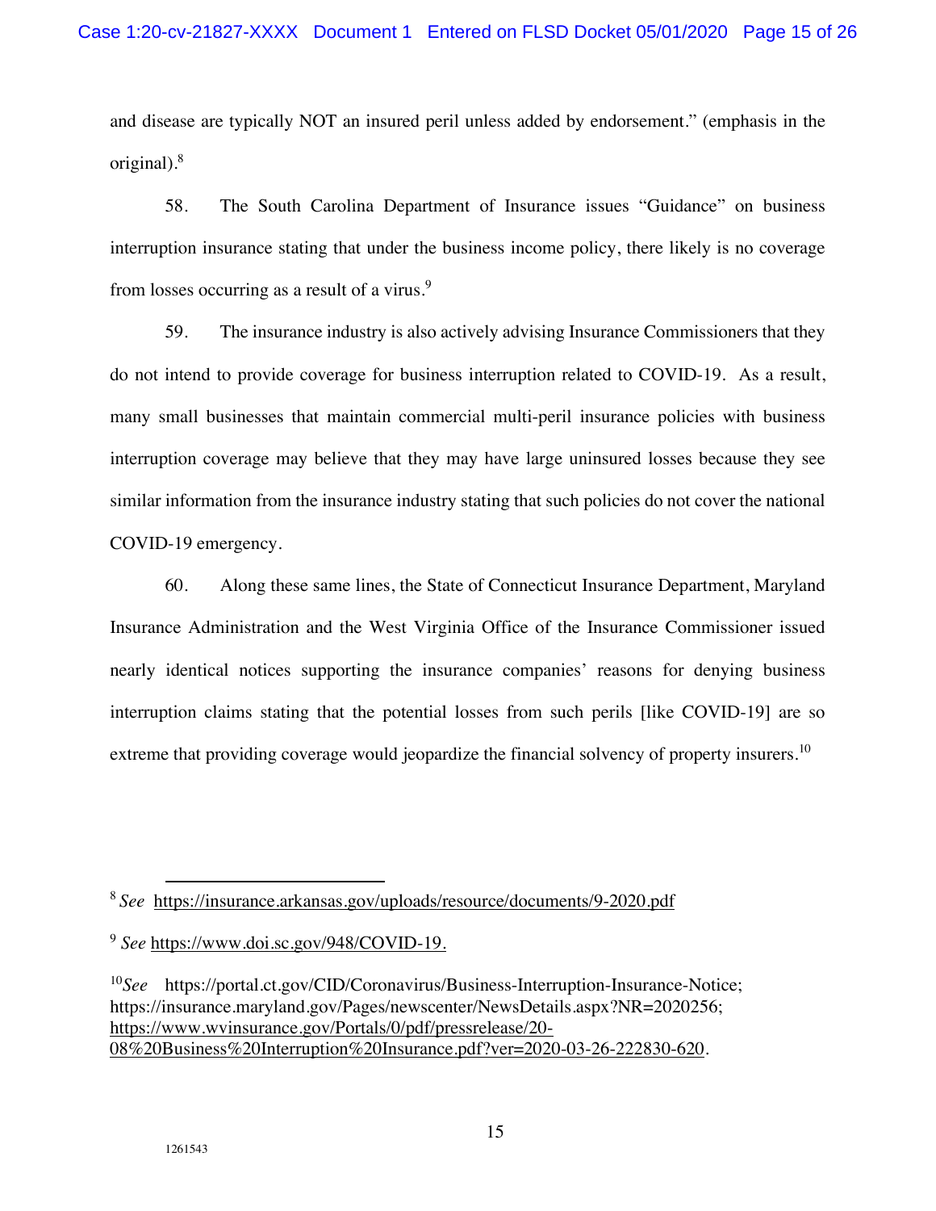and disease are typically NOT an insured peril unless added by endorsement." (emphasis in the original).[8]

58. The South Carolina Department of Insurance issues "Guidance" on business interruption insurance stating that under the business income policy, there likely is no coverage from losses occurring as a result of a virus.[9]

59. The insurance industry is also actively advising Insurance Commissioners that they do not intend to provide coverage for business interruption related to COVID-19. As a result, many small businesses that maintain commercial multi-peril insurance policies with business interruption coverage may believe that they may have large uninsured losses because they see similar information from the insurance industry stating that such policies do not cover the national COVID-19 emergency.

60. Along these same lines, the State of Connecticut Insurance Department, Maryland Insurance Administration and the West Virginia Office of the Insurance Commissioner issued nearly identical notices supporting the insurance companies' reasons for denying business interruption claims stating that the potential losses from such perils [like COVID-19] are so extreme that providing coverage would jeopardize the financial solvency of property insurers.[10]

---

[8] *See* https://insurance.arkansas.gov/uploads/resource/documents/9-2020.pdf

[9] *See* https://www.doi.sc.gov/948/COVID-19.

[10] *See* https://portal.ct.gov/CID/Coronavirus/Business-Interruption-Insurance-Notice; https://insurance.maryland.gov/Pages/newscenter/NewsDetails.aspx?NR=2020256; https://www.wvinsurance.gov/Portals/0/pdf/pressrelease/20-08%20Business%20Interruption%20Insurance.pdf?ver=2020-03-26-222830-620.

1261543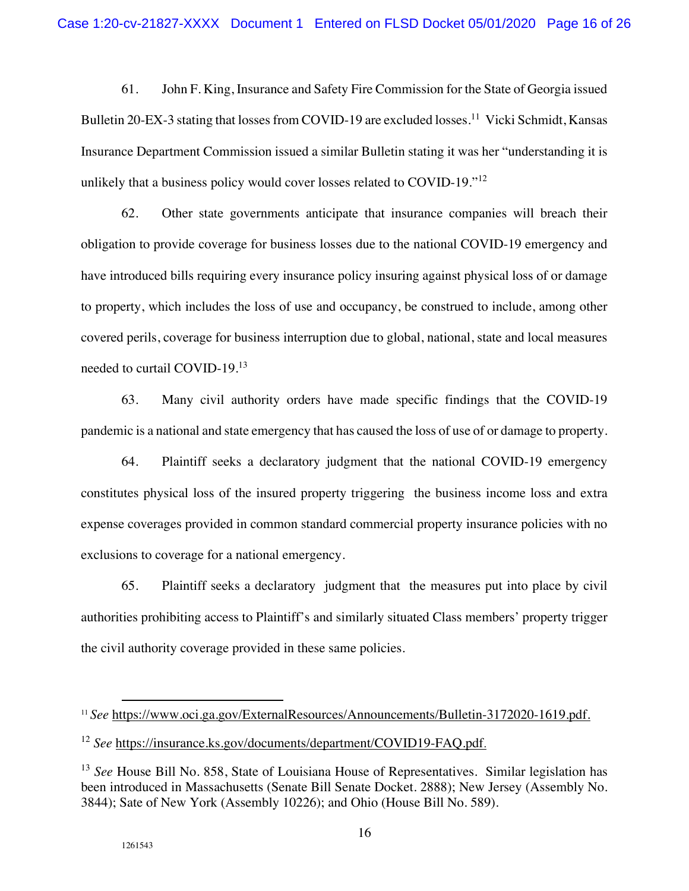61. John F. King, Insurance and Safety Fire Commission for the State of Georgia issued Bulletin 20-EX-3 stating that losses from COVID-19 are excluded losses.[11] Vicki Schmidt, Kansas Insurance Department Commission issued a similar Bulletin stating it was her "understanding it is unlikely that a business policy would cover losses related to COVID-19."[12]

62. Other state governments anticipate that insurance companies will breach their obligation to provide coverage for business losses due to the national COVID-19 emergency and have introduced bills requiring every insurance policy insuring against physical loss of or damage to property, which includes the loss of use and occupancy, be construed to include, among other covered perils, coverage for business interruption due to global, national, state and local measures needed to curtail COVID-19.[13]

63. Many civil authority orders have made specific findings that the COVID-19 pandemic is a national and state emergency that has caused the loss of use of or damage to property.

64. Plaintiff seeks a declaratory judgment that the national COVID-19 emergency constitutes physical loss of the insured property triggering the business income loss and extra expense coverages provided in common standard commercial property insurance policies with no exclusions to coverage for a national emergency.

65. Plaintiff seeks a declaratory judgment that the measures put into place by civil authorities prohibiting access to Plaintiff's and similarly situated Class members' property trigger the civil authority coverage provided in these same policies.

---

[11] *See* https://www.oci.ga.gov/ExternalResources/Announcements/Bulletin-3172020-1619.pdf.

[12] *See* https://insurance.ks.gov/documents/department/COVID19-FAQ.pdf.

[13] *See* House Bill No. 858, State of Louisiana House of Representatives. Similar legislation has been introduced in Massachusetts (Senate Bill Senate Docket. 2888); New Jersey (Assembly No. 3844); Sate of New York (Assembly 10226); and Ohio (House Bill No. 589).

1261543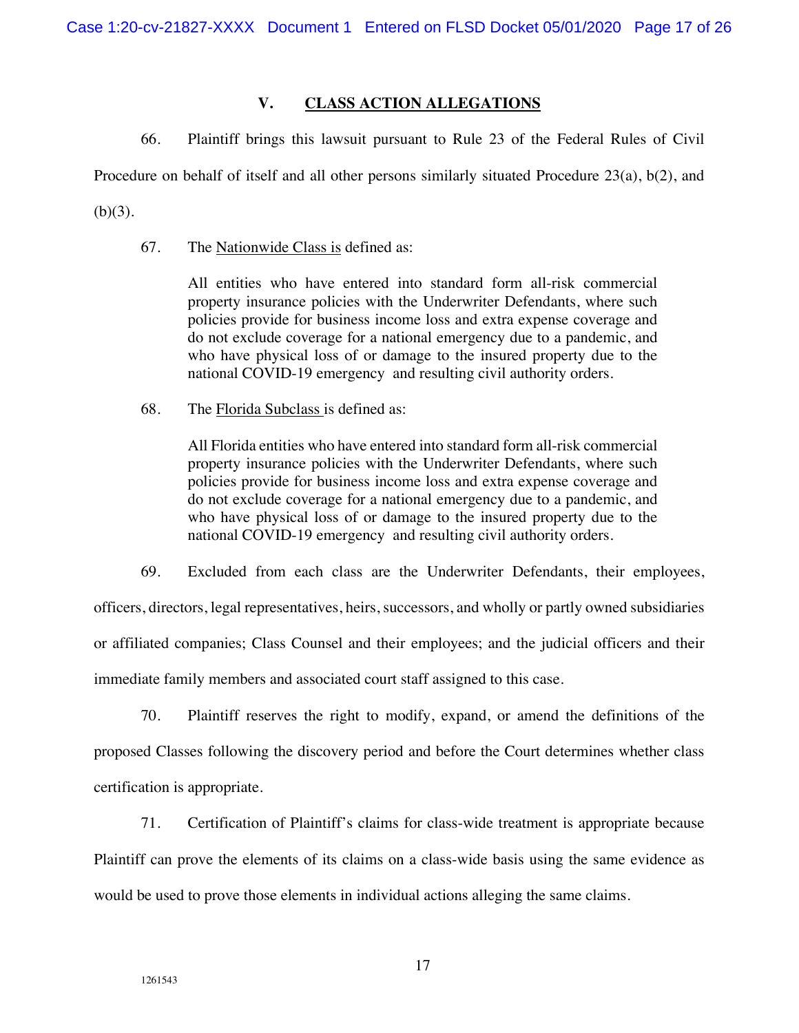## V. CLASS ACTION ALLEGATIONS

66. Plaintiff brings this lawsuit pursuant to Rule 23 of the Federal Rules of Civil Procedure on behalf of itself and all other persons similarly situated Procedure 23(a), b(2), and (b)(3).

67. The Nationwide Class is defined as:

> All entities who have entered into standard form all-risk commercial property insurance policies with the Underwriter Defendants, where such policies provide for business income loss and extra expense coverage and do not exclude coverage for a national emergency due to a pandemic, and who have physical loss of or damage to the insured property due to the national COVID-19 emergency and resulting civil authority orders.

68. The Florida Subclass is defined as:

> All Florida entities who have entered into standard form all-risk commercial property insurance policies with the Underwriter Defendants, where such policies provide for business income loss and extra expense coverage and do not exclude coverage for a national emergency due to a pandemic, and who have physical loss of or damage to the insured property due to the national COVID-19 emergency and resulting civil authority orders.

69. Excluded from each class are the Underwriter Defendants, their employees, officers, directors, legal representatives, heirs, successors, and wholly or partly owned subsidiaries or affiliated companies; Class Counsel and their employees; and the judicial officers and their immediate family members and associated court staff assigned to this case.

70. Plaintiff reserves the right to modify, expand, or amend the definitions of the proposed Classes following the discovery period and before the Court determines whether class certification is appropriate.

71. Certification of Plaintiff's claims for class-wide treatment is appropriate because Plaintiff can prove the elements of its claims on a class-wide basis using the same evidence as would be used to prove those elements in individual actions alleging the same claims.

1261543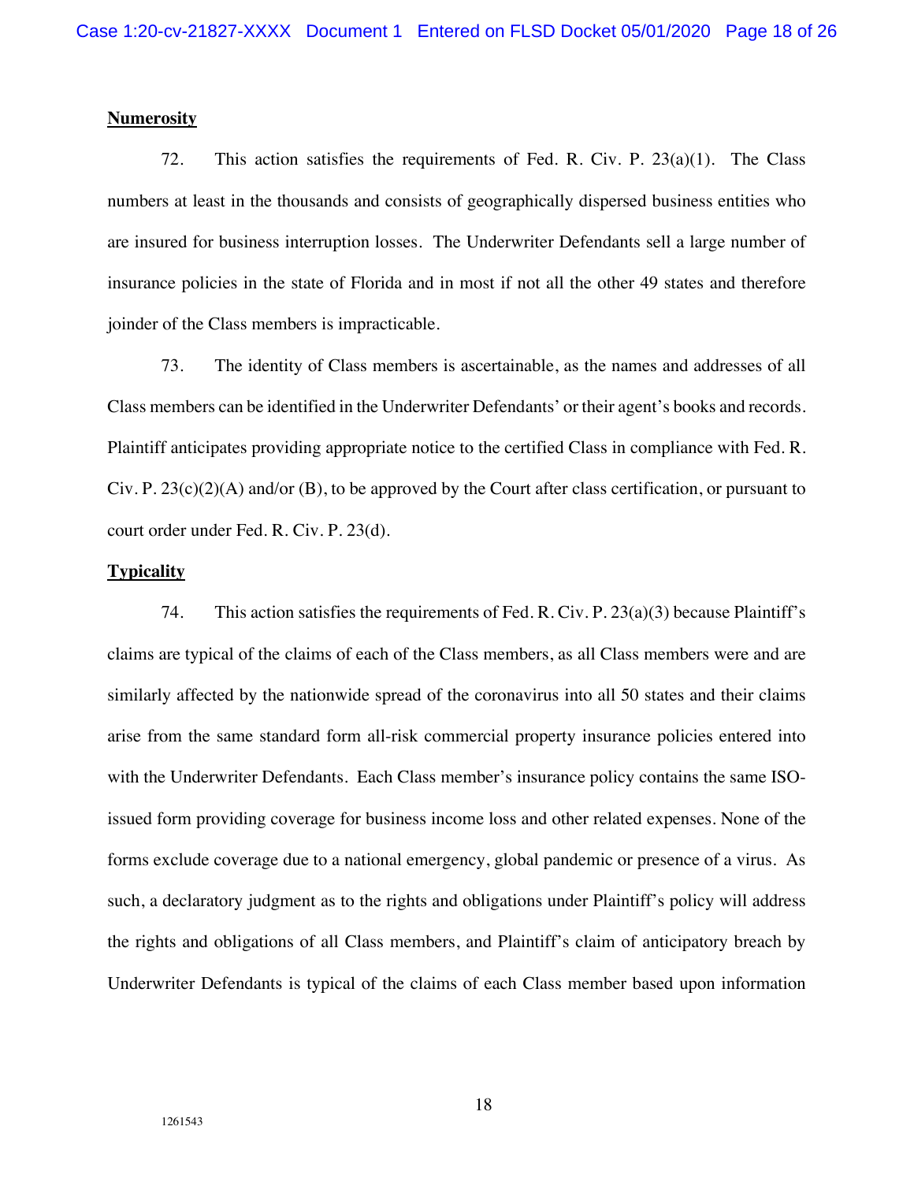**Numerosity**

72. This action satisfies the requirements of Fed. R. Civ. P. 23(a)(1). The Class numbers at least in the thousands and consists of geographically dispersed business entities who are insured for business interruption losses. The Underwriter Defendants sell a large number of insurance policies in the state of Florida and in most if not all the other 49 states and therefore joinder of the Class members is impracticable.

73. The identity of Class members is ascertainable, as the names and addresses of all Class members can be identified in the Underwriter Defendants' or their agent's books and records. Plaintiff anticipates providing appropriate notice to the certified Class in compliance with Fed. R. Civ. P. 23(c)(2)(A) and/or (B), to be approved by the Court after class certification, or pursuant to court order under Fed. R. Civ. P. 23(d).

**Typicality**

74. This action satisfies the requirements of Fed. R. Civ. P. 23(a)(3) because Plaintiff's claims are typical of the claims of each of the Class members, as all Class members were and are similarly affected by the nationwide spread of the coronavirus into all 50 states and their claims arise from the same standard form all-risk commercial property insurance policies entered into with the Underwriter Defendants. Each Class member's insurance policy contains the same ISO-issued form providing coverage for business income loss and other related expenses. None of the forms exclude coverage due to a national emergency, global pandemic or presence of a virus. As such, a declaratory judgment as to the rights and obligations under Plaintiff's policy will address the rights and obligations of all Class members, and Plaintiff's claim of anticipatory breach by Underwriter Defendants is typical of the claims of each Class member based upon information

1261543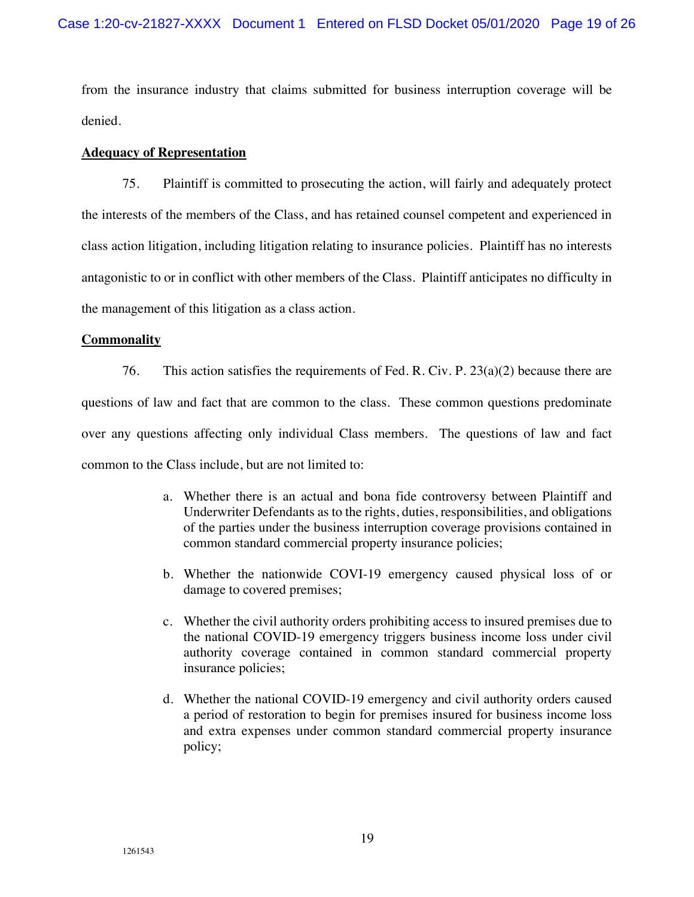from the insurance industry that claims submitted for business interruption coverage will be denied.

**Adequacy of Representation**

75. Plaintiff is committed to prosecuting the action, will fairly and adequately protect the interests of the members of the Class, and has retained counsel competent and experienced in class action litigation, including litigation relating to insurance policies. Plaintiff has no interests antagonistic to or in conflict with other members of the Class. Plaintiff anticipates no difficulty in the management of this litigation as a class action.

**Commonality**

76. This action satisfies the requirements of Fed. R. Civ. P. 23(a)(2) because there are questions of law and fact that are common to the class. These common questions predominate over any questions affecting only individual Class members. The questions of law and fact common to the Class include, but are not limited to:

a. Whether there is an actual and bona fide controversy between Plaintiff and Underwriter Defendants as to the rights, duties, responsibilities, and obligations of the parties under the business interruption coverage provisions contained in common standard commercial property insurance policies;

b. Whether the nationwide COVI-19 emergency caused physical loss of or damage to covered premises;

c. Whether the civil authority orders prohibiting access to insured premises due to the national COVID-19 emergency triggers business income loss under civil authority coverage contained in common standard commercial property insurance policies;

d. Whether the national COVID-19 emergency and civil authority orders caused a period of restoration to begin for premises insured for business income loss and extra expenses under common standard commercial property insurance policy;

1261543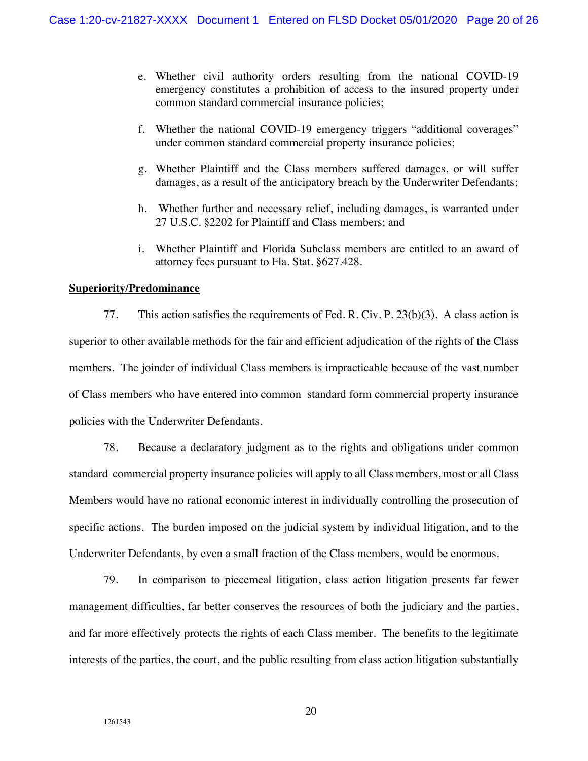e. Whether civil authority orders resulting from the national COVID-19 emergency constitutes a prohibition of access to the insured property under common standard commercial insurance policies;

f. Whether the national COVID-19 emergency triggers "additional coverages" under common standard commercial property insurance policies;

g. Whether Plaintiff and the Class members suffered damages, or will suffer damages, as a result of the anticipatory breach by the Underwriter Defendants;

h. Whether further and necessary relief, including damages, is warranted under 27 U.S.C. §2202 for Plaintiff and Class members; and

i. Whether Plaintiff and Florida Subclass members are entitled to an award of attorney fees pursuant to Fla. Stat. §627.428.

**Superiority/Predominance**

77. This action satisfies the requirements of Fed. R. Civ. P. 23(b)(3). A class action is superior to other available methods for the fair and efficient adjudication of the rights of the Class members. The joinder of individual Class members is impracticable because of the vast number of Class members who have entered into common standard form commercial property insurance policies with the Underwriter Defendants.

78. Because a declaratory judgment as to the rights and obligations under common standard commercial property insurance policies will apply to all Class members, most or all Class Members would have no rational economic interest in individually controlling the prosecution of specific actions. The burden imposed on the judicial system by individual litigation, and to the Underwriter Defendants, by even a small fraction of the Class members, would be enormous.

79. In comparison to piecemeal litigation, class action litigation presents far fewer management difficulties, far better conserves the resources of both the judiciary and the parties, and far more effectively protects the rights of each Class member. The benefits to the legitimate interests of the parties, the court, and the public resulting from class action litigation substantially

1261543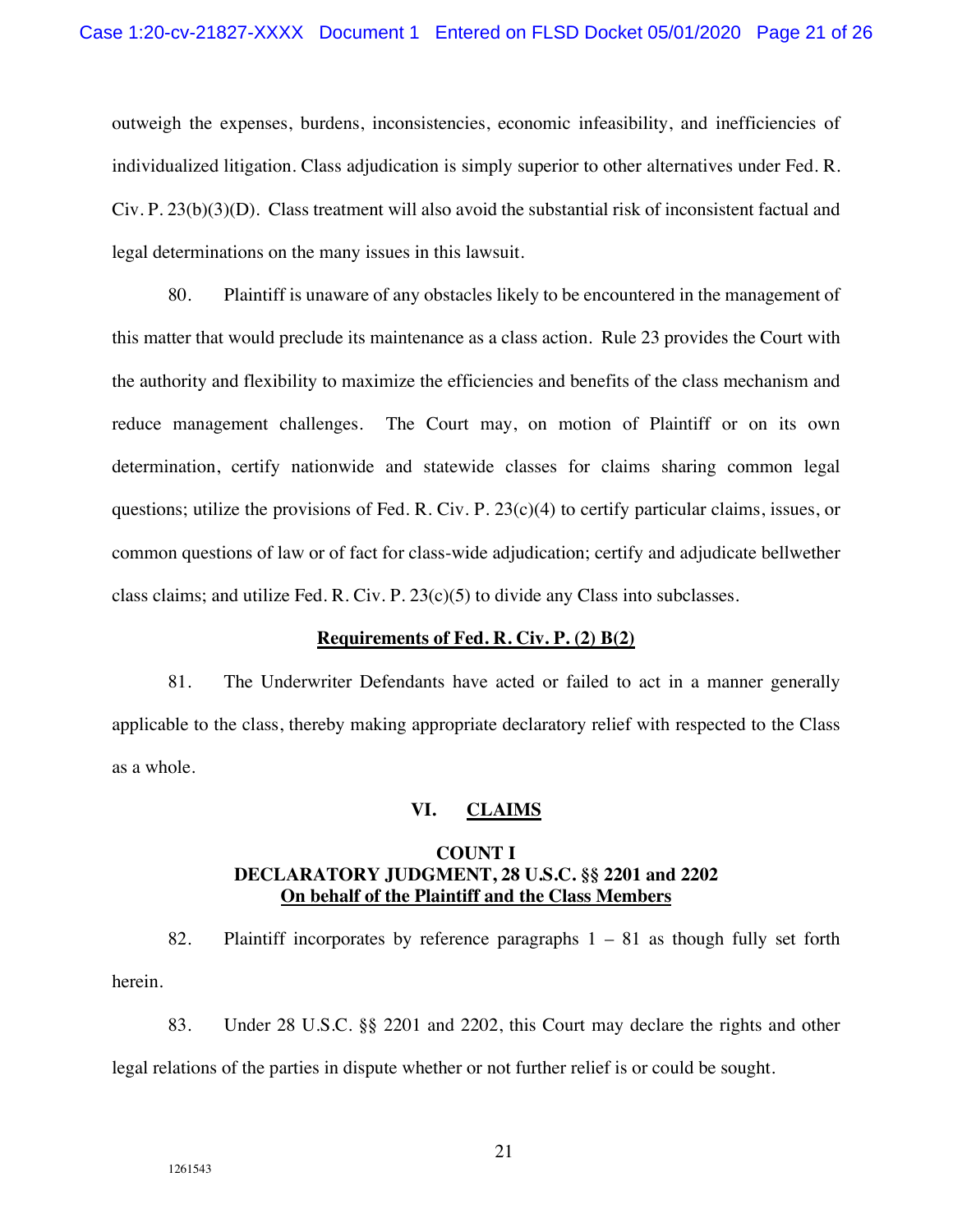outweigh the expenses, burdens, inconsistencies, economic infeasibility, and inefficiencies of individualized litigation. Class adjudication is simply superior to other alternatives under Fed. R. Civ. P. 23(b)(3)(D). Class treatment will also avoid the substantial risk of inconsistent factual and legal determinations on the many issues in this lawsuit.

80. Plaintiff is unaware of any obstacles likely to be encountered in the management of this matter that would preclude its maintenance as a class action. Rule 23 provides the Court with the authority and flexibility to maximize the efficiencies and benefits of the class mechanism and reduce management challenges. The Court may, on motion of Plaintiff or on its own determination, certify nationwide and statewide classes for claims sharing common legal questions; utilize the provisions of Fed. R. Civ. P. 23(c)(4) to certify particular claims, issues, or common questions of law or of fact for class-wide adjudication; certify and adjudicate bellwether class claims; and utilize Fed. R. Civ. P. 23(c)(5) to divide any Class into subclasses.

**Requirements of Fed. R. Civ. P. (2) B(2)**

81. The Underwriter Defendants have acted or failed to act in a manner generally applicable to the class, thereby making appropriate declaratory relief with respected to the Class as a whole.

## VI. CLAIMS

### COUNT I
### DECLARATORY JUDGMENT, 28 U.S.C. §§ 2201 and 2202
### On behalf of the Plaintiff and the Class Members

82. Plaintiff incorporates by reference paragraphs 1 – 81 as though fully set forth herein.

83. Under 28 U.S.C. §§ 2201 and 2202, this Court may declare the rights and other legal relations of the parties in dispute whether or not further relief is or could be sought.

1261543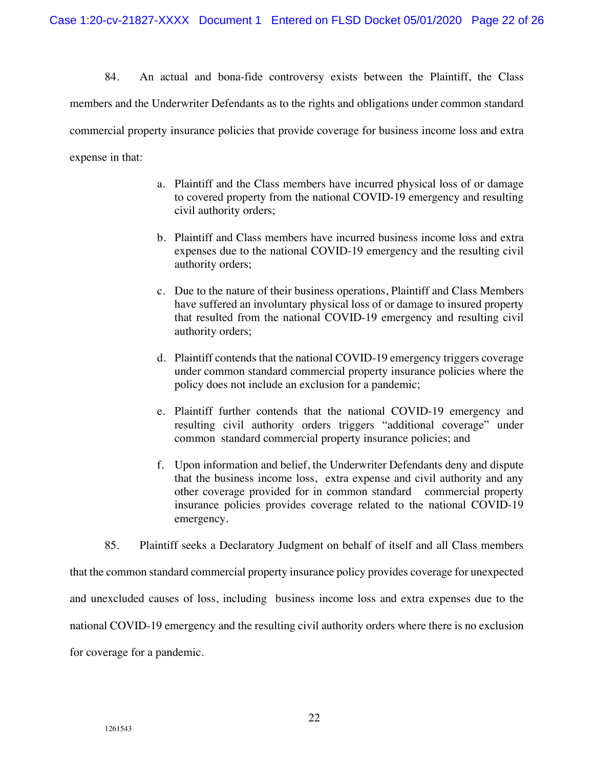84. An actual and bona-fide controversy exists between the Plaintiff, the Class members and the Underwriter Defendants as to the rights and obligations under common standard commercial property insurance policies that provide coverage for business income loss and extra expense in that:

a. Plaintiff and the Class members have incurred physical loss of or damage to covered property from the national COVID-19 emergency and resulting civil authority orders;

b. Plaintiff and Class members have incurred business income loss and extra expenses due to the national COVID-19 emergency and the resulting civil authority orders;

c. Due to the nature of their business operations, Plaintiff and Class Members have suffered an involuntary physical loss of or damage to insured property that resulted from the national COVID-19 emergency and resulting civil authority orders;

d. Plaintiff contends that the national COVID-19 emergency triggers coverage under common standard commercial property insurance policies where the policy does not include an exclusion for a pandemic;

e. Plaintiff further contends that the national COVID-19 emergency and resulting civil authority orders triggers "additional coverage" under common standard commercial property insurance policies; and

f. Upon information and belief, the Underwriter Defendants deny and dispute that the business income loss, extra expense and civil authority and any other coverage provided for in common standard commercial property insurance policies provides coverage related to the national COVID-19 emergency.

85. Plaintiff seeks a Declaratory Judgment on behalf of itself and all Class members that the common standard commercial property insurance policy provides coverage for unexpected and unexcluded causes of loss, including business income loss and extra expenses due to the national COVID-19 emergency and the resulting civil authority orders where there is no exclusion for coverage for a pandemic.

1261543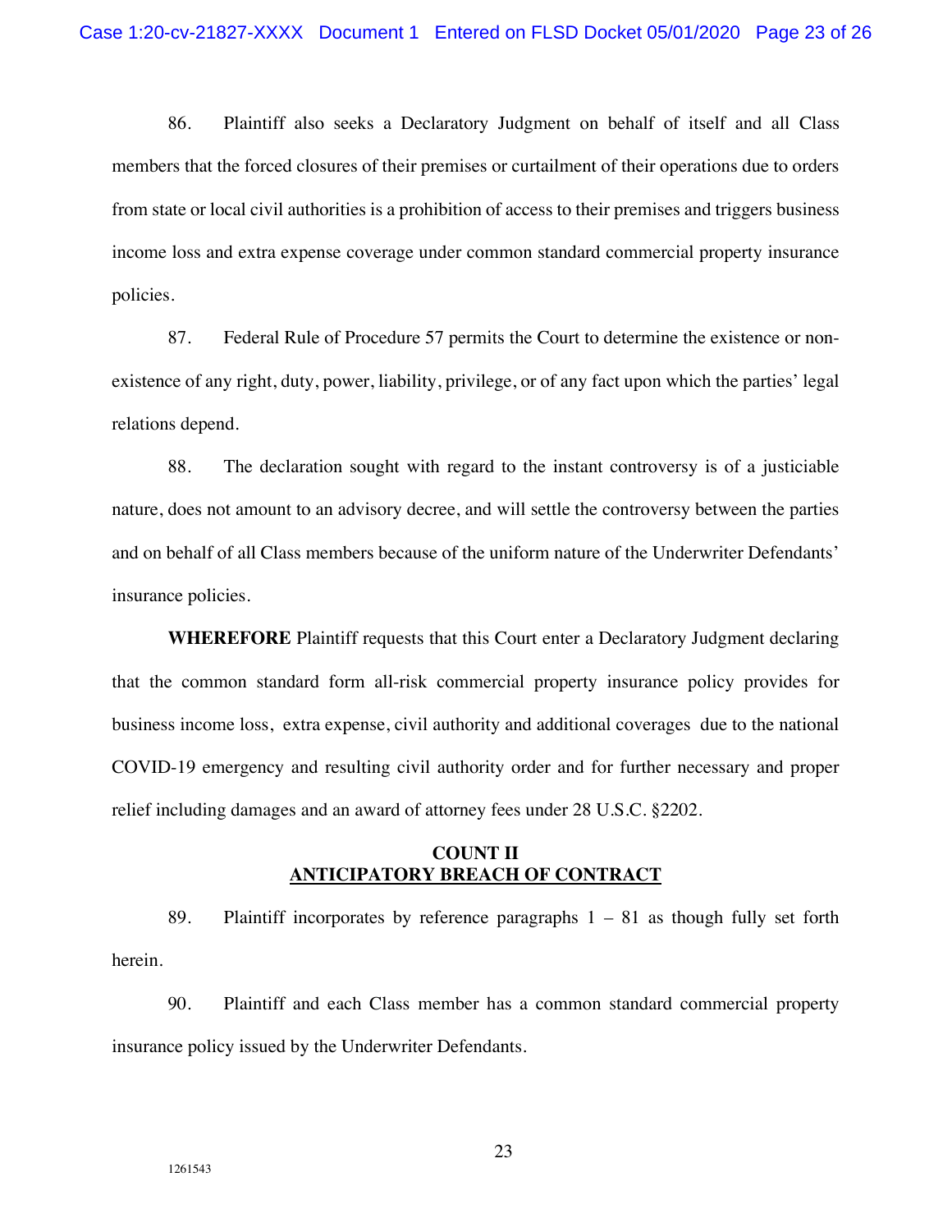86. Plaintiff also seeks a Declaratory Judgment on behalf of itself and all Class members that the forced closures of their premises or curtailment of their operations due to orders from state or local civil authorities is a prohibition of access to their premises and triggers business income loss and extra expense coverage under common standard commercial property insurance policies.

87. Federal Rule of Procedure 57 permits the Court to determine the existence or non-existence of any right, duty, power, liability, privilege, or of any fact upon which the parties' legal relations depend.

88. The declaration sought with regard to the instant controversy is of a justiciable nature, does not amount to an advisory decree, and will settle the controversy between the parties and on behalf of all Class members because of the uniform nature of the Underwriter Defendants' insurance policies.

**WHEREFORE** Plaintiff requests that this Court enter a Declaratory Judgment declaring that the common standard form all-risk commercial property insurance policy provides for business income loss, extra expense, civil authority and additional coverages due to the national COVID-19 emergency and resulting civil authority order and for further necessary and proper relief including damages and an award of attorney fees under 28 U.S.C. §2202.

**COUNT II**
**ANTICIPATORY BREACH OF CONTRACT**

89. Plaintiff incorporates by reference paragraphs 1 – 81 as though fully set forth herein.

90. Plaintiff and each Class member has a common standard commercial property insurance policy issued by the Underwriter Defendants.

1261543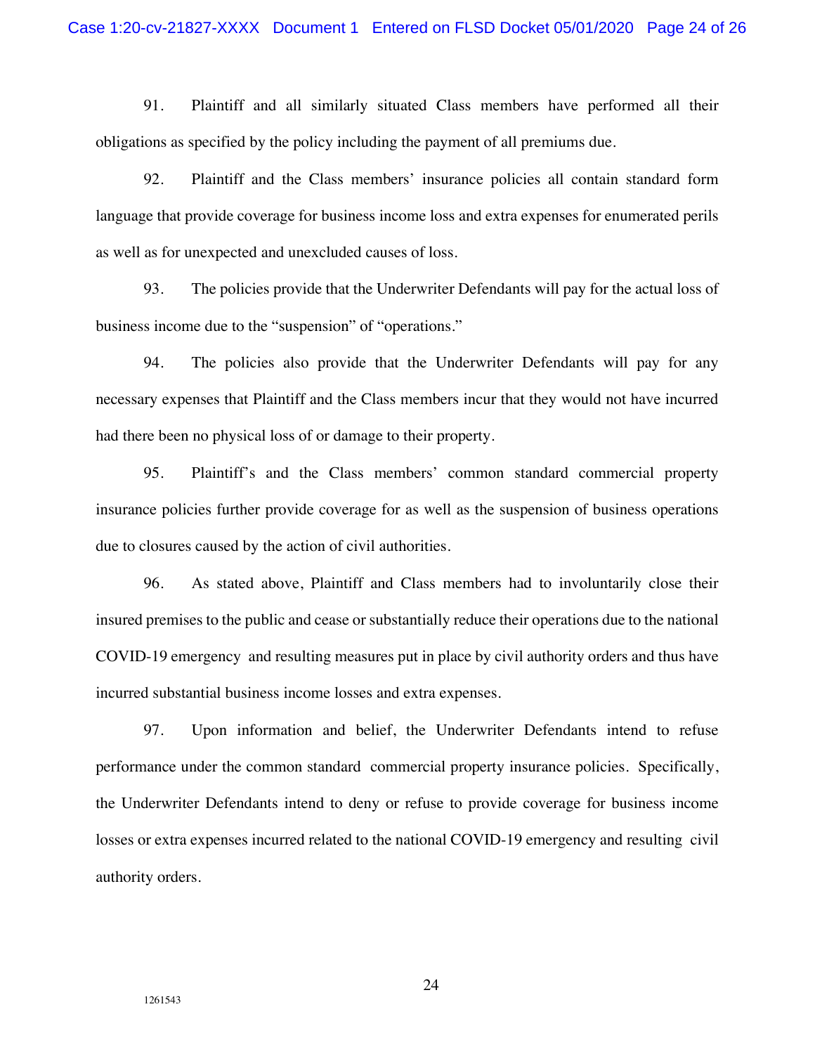91. Plaintiff and all similarly situated Class members have performed all their obligations as specified by the policy including the payment of all premiums due.

92. Plaintiff and the Class members' insurance policies all contain standard form language that provide coverage for business income loss and extra expenses for enumerated perils as well as for unexpected and unexcluded causes of loss.

93. The policies provide that the Underwriter Defendants will pay for the actual loss of business income due to the "suspension" of "operations."

94. The policies also provide that the Underwriter Defendants will pay for any necessary expenses that Plaintiff and the Class members incur that they would not have incurred had there been no physical loss of or damage to their property.

95. Plaintiff's and the Class members' common standard commercial property insurance policies further provide coverage for as well as the suspension of business operations due to closures caused by the action of civil authorities.

96. As stated above, Plaintiff and Class members had to involuntarily close their insured premises to the public and cease or substantially reduce their operations due to the national COVID-19 emergency and resulting measures put in place by civil authority orders and thus have incurred substantial business income losses and extra expenses.

97. Upon information and belief, the Underwriter Defendants intend to refuse performance under the common standard commercial property insurance policies. Specifically, the Underwriter Defendants intend to deny or refuse to provide coverage for business income losses or extra expenses incurred related to the national COVID-19 emergency and resulting civil authority orders.

1261543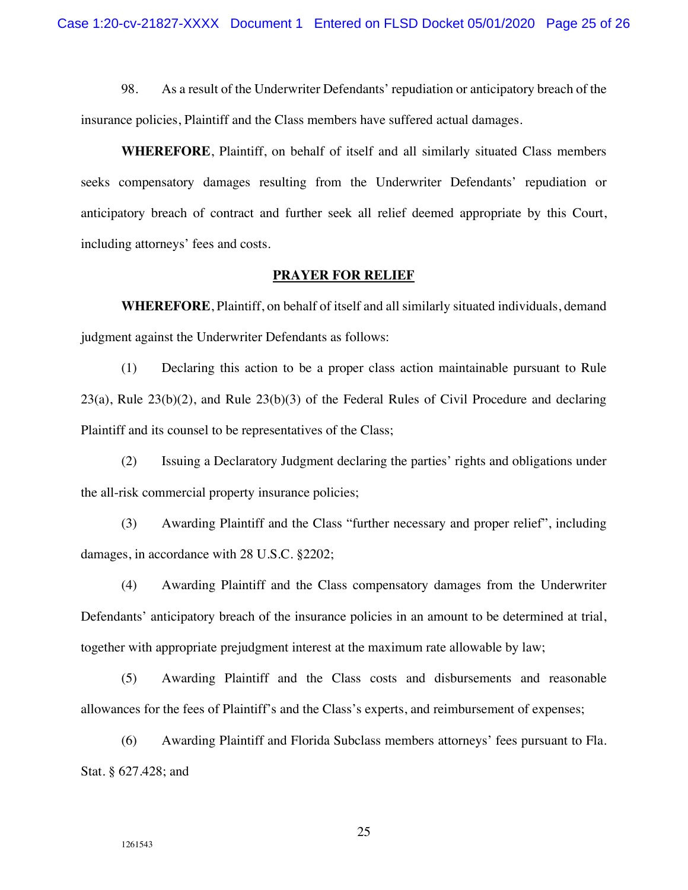98. As a result of the Underwriter Defendants' repudiation or anticipatory breach of the insurance policies, Plaintiff and the Class members have suffered actual damages.

**WHEREFORE**, Plaintiff, on behalf of itself and all similarly situated Class members seeks compensatory damages resulting from the Underwriter Defendants' repudiation or anticipatory breach of contract and further seek all relief deemed appropriate by this Court, including attorneys' fees and costs.

## PRAYER FOR RELIEF

**WHEREFORE**, Plaintiff, on behalf of itself and all similarly situated individuals, demand judgment against the Underwriter Defendants as follows:

(1) Declaring this action to be a proper class action maintainable pursuant to Rule 23(a), Rule 23(b)(2), and Rule 23(b)(3) of the Federal Rules of Civil Procedure and declaring Plaintiff and its counsel to be representatives of the Class;

(2) Issuing a Declaratory Judgment declaring the parties' rights and obligations under the all-risk commercial property insurance policies;

(3) Awarding Plaintiff and the Class "further necessary and proper relief", including damages, in accordance with 28 U.S.C. §2202;

(4) Awarding Plaintiff and the Class compensatory damages from the Underwriter Defendants' anticipatory breach of the insurance policies in an amount to be determined at trial, together with appropriate prejudgment interest at the maximum rate allowable by law;

(5) Awarding Plaintiff and the Class costs and disbursements and reasonable allowances for the fees of Plaintiff's and the Class's experts, and reimbursement of expenses;

(6) Awarding Plaintiff and Florida Subclass members attorneys' fees pursuant to Fla. Stat. § 627.428; and

1261543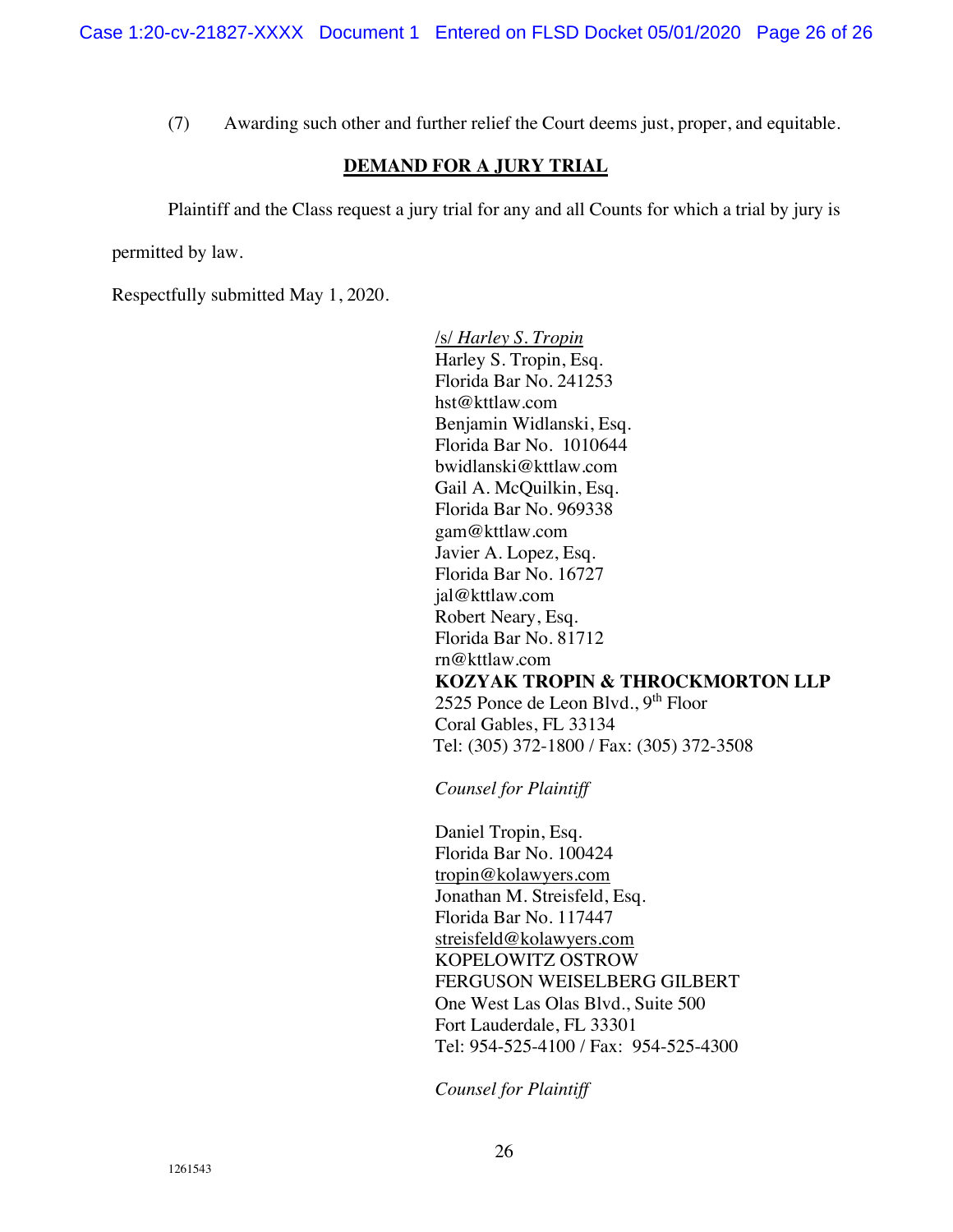(7) Awarding such other and further relief the Court deems just, proper, and equitable.

**DEMAND FOR A JURY TRIAL**

Plaintiff and the Class request a jury trial for any and all Counts for which a trial by jury is permitted by law.

Respectfully submitted May 1, 2020.

/s/ *Harley S. Tropin*
Harley S. Tropin, Esq.
Florida Bar No. 241253
hst@kttlaw.com
Benjamin Widlanski, Esq.
Florida Bar No. 1010644
bwidlanski@kttlaw.com
Gail A. McQuilkin, Esq.
Florida Bar No. 969338
gam@kttlaw.com
Javier A. Lopez, Esq.
Florida Bar No. 16727
jal@kttlaw.com
Robert Neary, Esq.
Florida Bar No. 81712
rn@kttlaw.com
**KOZYAK TROPIN & THROCKMORTON LLP**
2525 Ponce de Leon Blvd., 9th Floor
Coral Gables, FL 33134
Tel: (305) 372-1800 / Fax: (305) 372-3508

*Counsel for Plaintiff*

Daniel Tropin, Esq.
Florida Bar No. 100424
tropin@kolawyers.com
Jonathan M. Streisfeld, Esq.
Florida Bar No. 117447
streisfeld@kolawyers.com
KOPELOWITZ OSTROW
FERGUSON WEISELBERG GILBERT
One West Las Olas Blvd., Suite 500
Fort Lauderdale, FL 33301
Tel: 954-525-4100 / Fax: 954-525-4300

*Counsel for Plaintiff*

1261543